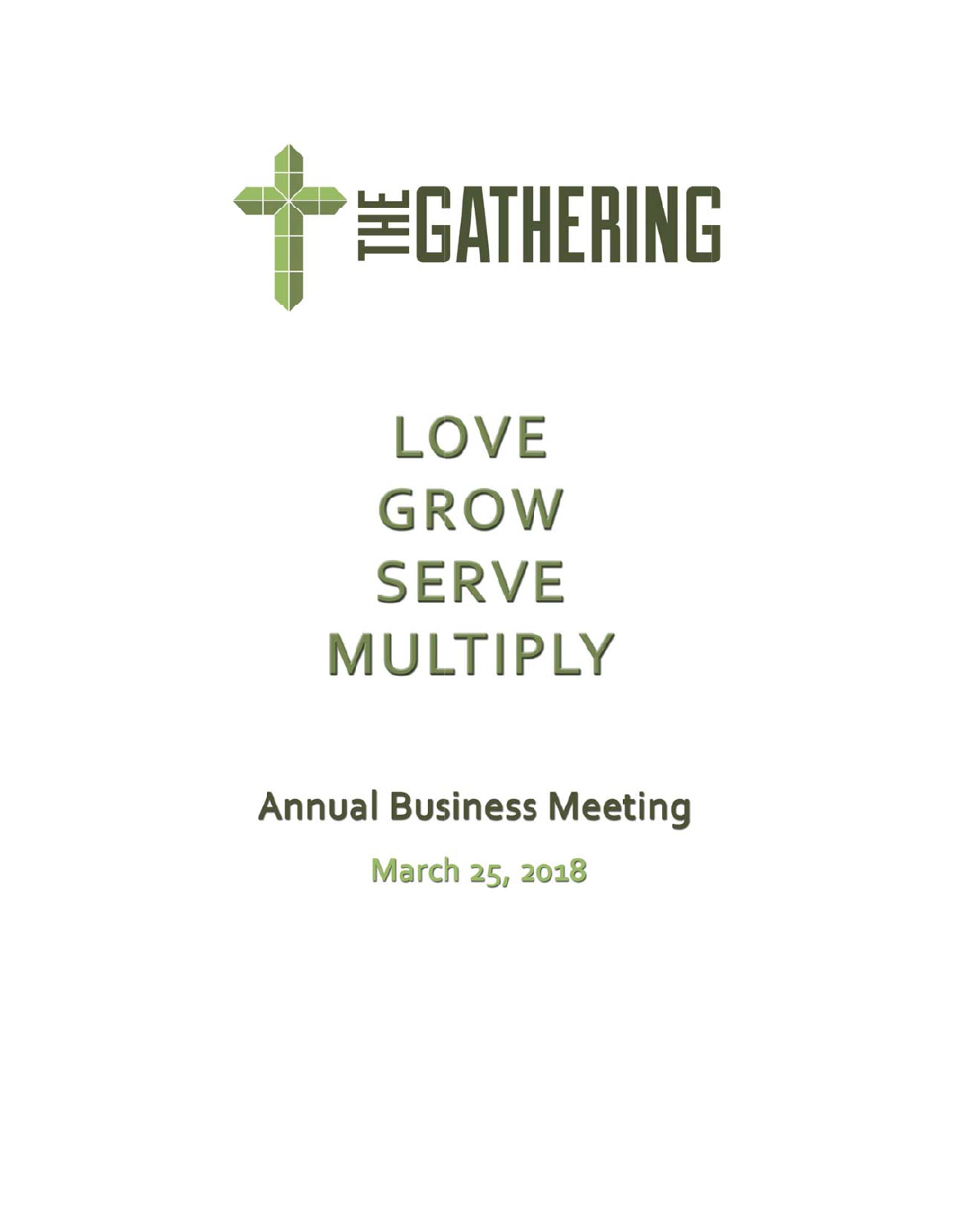# THE GATHERING

LOVE
GROW
SERVE
MULTIPLY

## Annual Business Meeting

March 25, 2018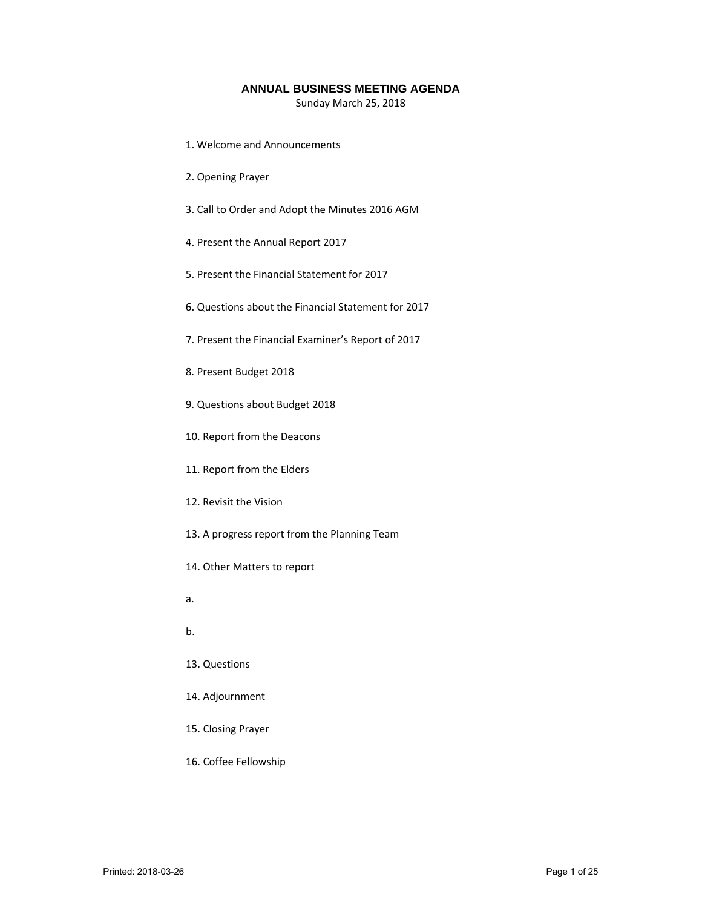# ANNUAL BUSINESS MEETING AGENDA

Sunday March 25, 2018

1. Welcome and Announcements

2. Opening Prayer

3. Call to Order and Adopt the Minutes 2016 AGM

4. Present the Annual Report 2017

5. Present the Financial Statement for 2017

6. Questions about the Financial Statement for 2017

7. Present the Financial Examiner's Report of 2017

8. Present Budget 2018

9. Questions about Budget 2018

10. Report from the Deacons

11. Report from the Elders

12. Revisit the Vision

13. A progress report from the Planning Team

14. Other Matters to report

a.

b.

13. Questions

14. Adjournment

15. Closing Prayer

16. Coffee Fellowship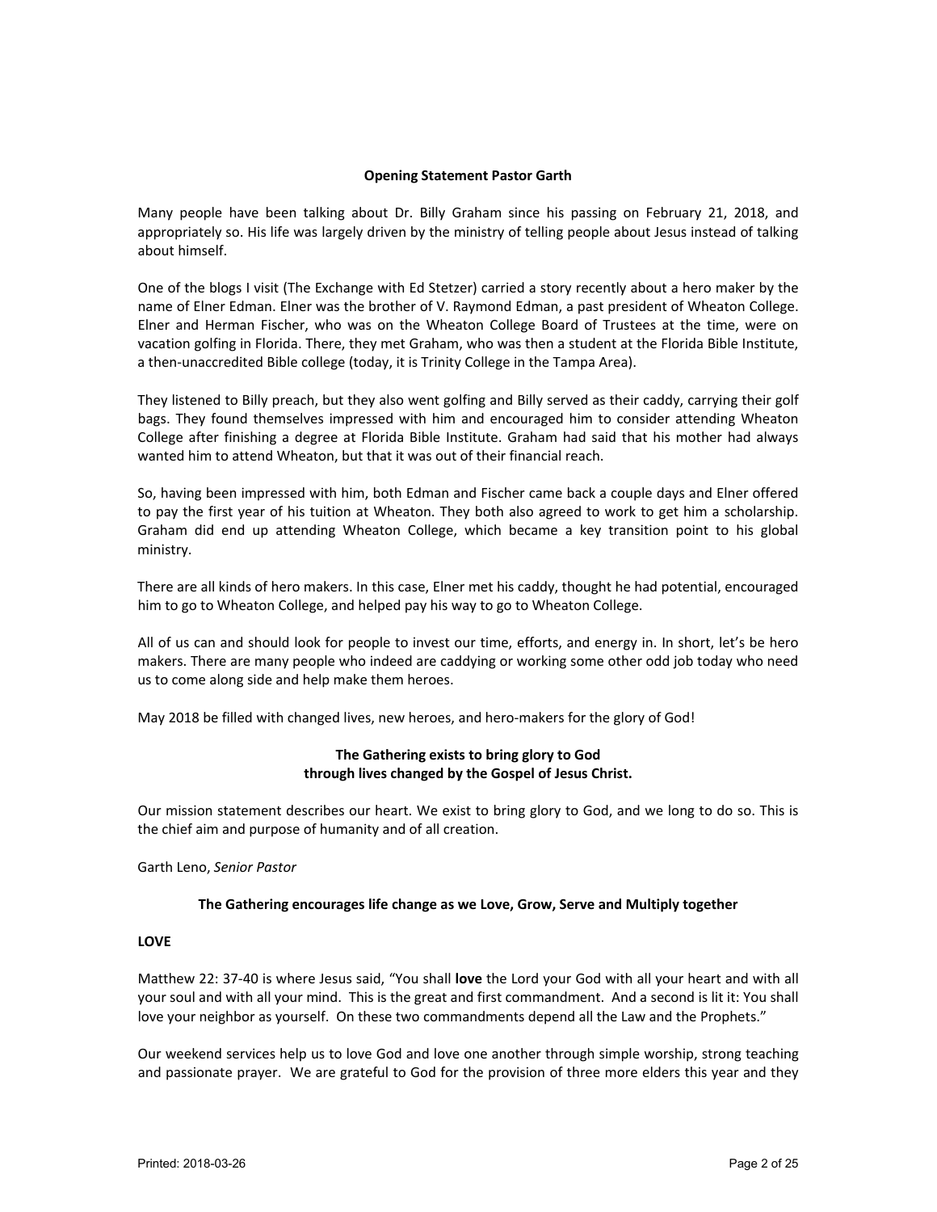**Opening Statement Pastor Garth**

Many people have been talking about Dr. Billy Graham since his passing on February 21, 2018, and appropriately so. His life was largely driven by the ministry of telling people about Jesus instead of talking about himself.

One of the blogs I visit (The Exchange with Ed Stetzer) carried a story recently about a hero maker by the name of Elner Edman. Elner was the brother of V. Raymond Edman, a past president of Wheaton College. Elner and Herman Fischer, who was on the Wheaton College Board of Trustees at the time, were on vacation golfing in Florida. There, they met Graham, who was then a student at the Florida Bible Institute, a then-unaccredited Bible college (today, it is Trinity College in the Tampa Area).

They listened to Billy preach, but they also went golfing and Billy served as their caddy, carrying their golf bags. They found themselves impressed with him and encouraged him to consider attending Wheaton College after finishing a degree at Florida Bible Institute. Graham had said that his mother had always wanted him to attend Wheaton, but that it was out of their financial reach.

So, having been impressed with him, both Edman and Fischer came back a couple days and Elner offered to pay the first year of his tuition at Wheaton. They both also agreed to work to get him a scholarship. Graham did end up attending Wheaton College, which became a key transition point to his global ministry.

There are all kinds of hero makers. In this case, Elner met his caddy, thought he had potential, encouraged him to go to Wheaton College, and helped pay his way to go to Wheaton College.

All of us can and should look for people to invest our time, efforts, and energy in. In short, let's be hero makers. There are many people who indeed are caddying or working some other odd job today who need us to come along side and help make them heroes.

May 2018 be filled with changed lives, new heroes, and hero-makers for the glory of God!

**The Gathering exists to bring glory to God**
**through lives changed by the Gospel of Jesus Christ.**

Our mission statement describes our heart. We exist to bring glory to God, and we long to do so. This is the chief aim and purpose of humanity and of all creation.

Garth Leno, *Senior Pastor*

**The Gathering encourages life change as we Love, Grow, Serve and Multiply together**

**LOVE**

Matthew 22: 37-40 is where Jesus said, "You shall **love** the Lord your God with all your heart and with all your soul and with all your mind. This is the great and first commandment. And a second is lit it: You shall love your neighbor as yourself. On these two commandments depend all the Law and the Prophets."

Our weekend services help us to love God and love one another through simple worship, strong teaching and passionate prayer. We are grateful to God for the provision of three more elders this year and they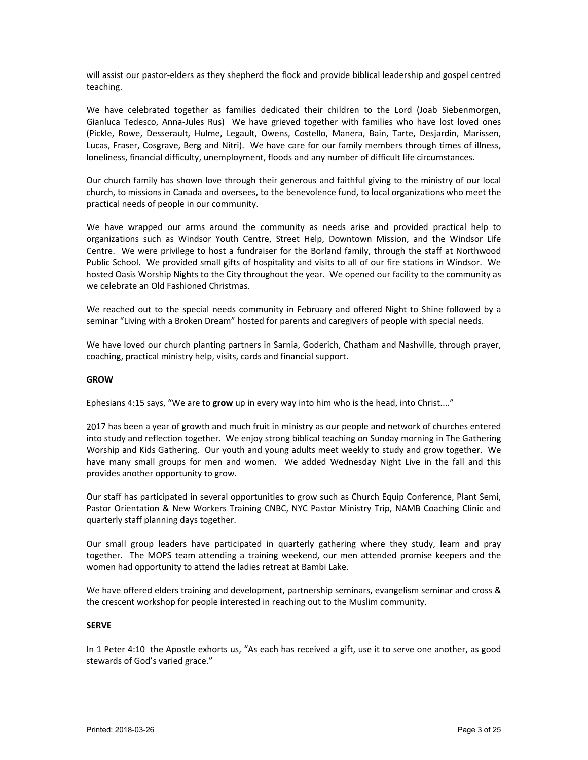will assist our pastor-elders as they shepherd the flock and provide biblical leadership and gospel centred teaching.

We have celebrated together as families dedicated their children to the Lord (Joab Siebenmorgen, Gianluca Tedesco, Anna-Jules Rus) We have grieved together with families who have lost loved ones (Pickle, Rowe, Desserault, Hulme, Legault, Owens, Costello, Manera, Bain, Tarte, Desjardin, Marissen, Lucas, Fraser, Cosgrave, Berg and Nitri). We have care for our family members through times of illness, loneliness, financial difficulty, unemployment, floods and any number of difficult life circumstances.

Our church family has shown love through their generous and faithful giving to the ministry of our local church, to missions in Canada and oversees, to the benevolence fund, to local organizations who meet the practical needs of people in our community.

We have wrapped our arms around the community as needs arise and provided practical help to organizations such as Windsor Youth Centre, Street Help, Downtown Mission, and the Windsor Life Centre. We were privilege to host a fundraiser for the Borland family, through the staff at Northwood Public School. We provided small gifts of hospitality and visits to all of our fire stations in Windsor. We hosted Oasis Worship Nights to the City throughout the year. We opened our facility to the community as we celebrate an Old Fashioned Christmas.

We reached out to the special needs community in February and offered Night to Shine followed by a seminar "Living with a Broken Dream" hosted for parents and caregivers of people with special needs.

We have loved our church planting partners in Sarnia, Goderich, Chatham and Nashville, through prayer, coaching, practical ministry help, visits, cards and financial support.

**GROW**

Ephesians 4:15 says, "We are to **grow** up in every way into him who is the head, into Christ...."

2017 has been a year of growth and much fruit in ministry as our people and network of churches entered into study and reflection together. We enjoy strong biblical teaching on Sunday morning in The Gathering Worship and Kids Gathering. Our youth and young adults meet weekly to study and grow together. We have many small groups for men and women. We added Wednesday Night Live in the fall and this provides another opportunity to grow.

Our staff has participated in several opportunities to grow such as Church Equip Conference, Plant Semi, Pastor Orientation & New Workers Training CNBC, NYC Pastor Ministry Trip, NAMB Coaching Clinic and quarterly staff planning days together.

Our small group leaders have participated in quarterly gathering where they study, learn and pray together. The MOPS team attending a training weekend, our men attended promise keepers and the women had opportunity to attend the ladies retreat at Bambi Lake.

We have offered elders training and development, partnership seminars, evangelism seminar and cross & the crescent workshop for people interested in reaching out to the Muslim community.

**SERVE**

In 1 Peter 4:10 the Apostle exhorts us, "As each has received a gift, use it to serve one another, as good stewards of God's varied grace."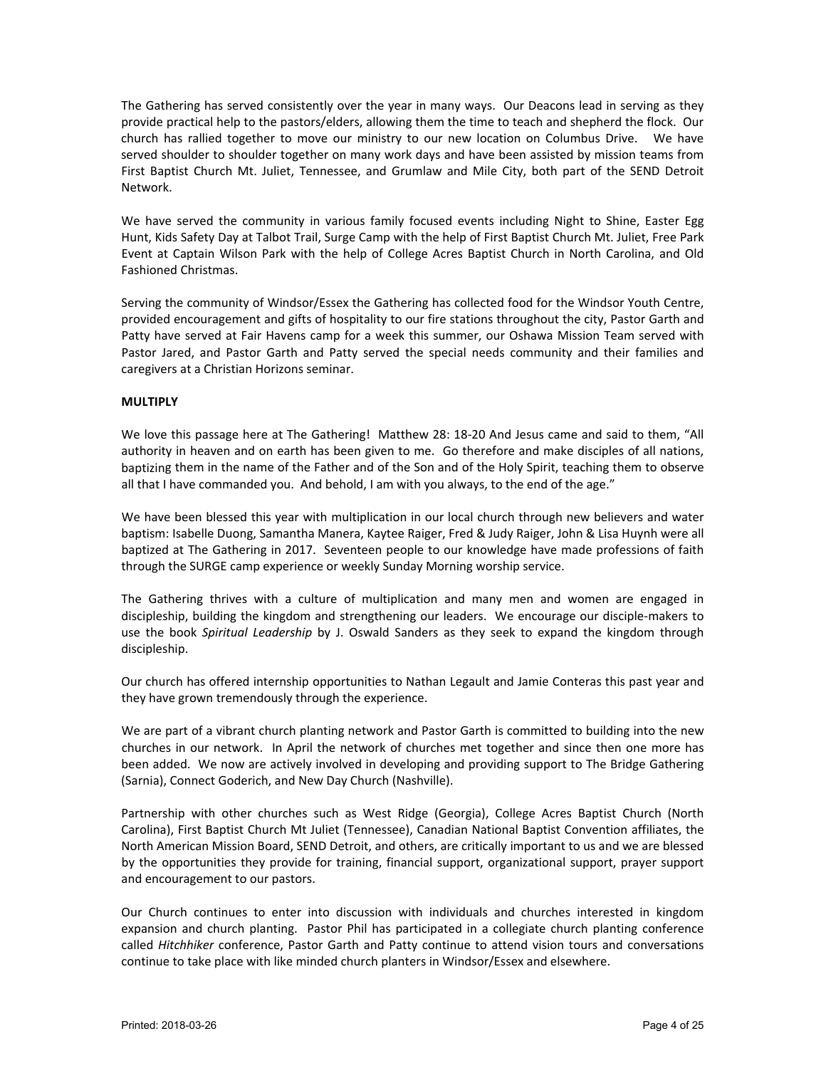The Gathering has served consistently over the year in many ways. Our Deacons lead in serving as they provide practical help to the pastors/elders, allowing them the time to teach and shepherd the flock. Our church has rallied together to move our ministry to our new location on Columbus Drive. We have served shoulder to shoulder together on many work days and have been assisted by mission teams from First Baptist Church Mt. Juliet, Tennessee, and Grumlaw and Mile City, both part of the SEND Detroit Network.

We have served the community in various family focused events including Night to Shine, Easter Egg Hunt, Kids Safety Day at Talbot Trail, Surge Camp with the help of First Baptist Church Mt. Juliet, Free Park Event at Captain Wilson Park with the help of College Acres Baptist Church in North Carolina, and Old Fashioned Christmas.

Serving the community of Windsor/Essex the Gathering has collected food for the Windsor Youth Centre, provided encouragement and gifts of hospitality to our fire stations throughout the city, Pastor Garth and Patty have served at Fair Havens camp for a week this summer, our Oshawa Mission Team served with Pastor Jared, and Pastor Garth and Patty served the special needs community and their families and caregivers at a Christian Horizons seminar.

**MULTIPLY**

We love this passage here at The Gathering! Matthew 28: 18-20 And Jesus came and said to them, "All authority in heaven and on earth has been given to me. Go therefore and make disciples of all nations, baptizing them in the name of the Father and of the Son and of the Holy Spirit, teaching them to observe all that I have commanded you. And behold, I am with you always, to the end of the age."

We have been blessed this year with multiplication in our local church through new believers and water baptism: Isabelle Duong, Samantha Manera, Kaytee Raiger, Fred & Judy Raiger, John & Lisa Huynh were all baptized at The Gathering in 2017. Seventeen people to our knowledge have made professions of faith through the SURGE camp experience or weekly Sunday Morning worship service.

The Gathering thrives with a culture of multiplication and many men and women are engaged in discipleship, building the kingdom and strengthening our leaders. We encourage our disciple-makers to use the book *Spiritual Leadership* by J. Oswald Sanders as they seek to expand the kingdom through discipleship.

Our church has offered internship opportunities to Nathan Legault and Jamie Conteras this past year and they have grown tremendously through the experience.

We are part of a vibrant church planting network and Pastor Garth is committed to building into the new churches in our network. In April the network of churches met together and since then one more has been added. We now are actively involved in developing and providing support to The Bridge Gathering (Sarnia), Connect Goderich, and New Day Church (Nashville).

Partnership with other churches such as West Ridge (Georgia), College Acres Baptist Church (North Carolina), First Baptist Church Mt Juliet (Tennessee), Canadian National Baptist Convention affiliates, the North American Mission Board, SEND Detroit, and others, are critically important to us and we are blessed by the opportunities they provide for training, financial support, organizational support, prayer support and encouragement to our pastors.

Our Church continues to enter into discussion with individuals and churches interested in kingdom expansion and church planting. Pastor Phil has participated in a collegiate church planting conference called *Hitchhiker* conference, Pastor Garth and Patty continue to attend vision tours and conversations continue to take place with like minded church planters in Windsor/Essex and elsewhere.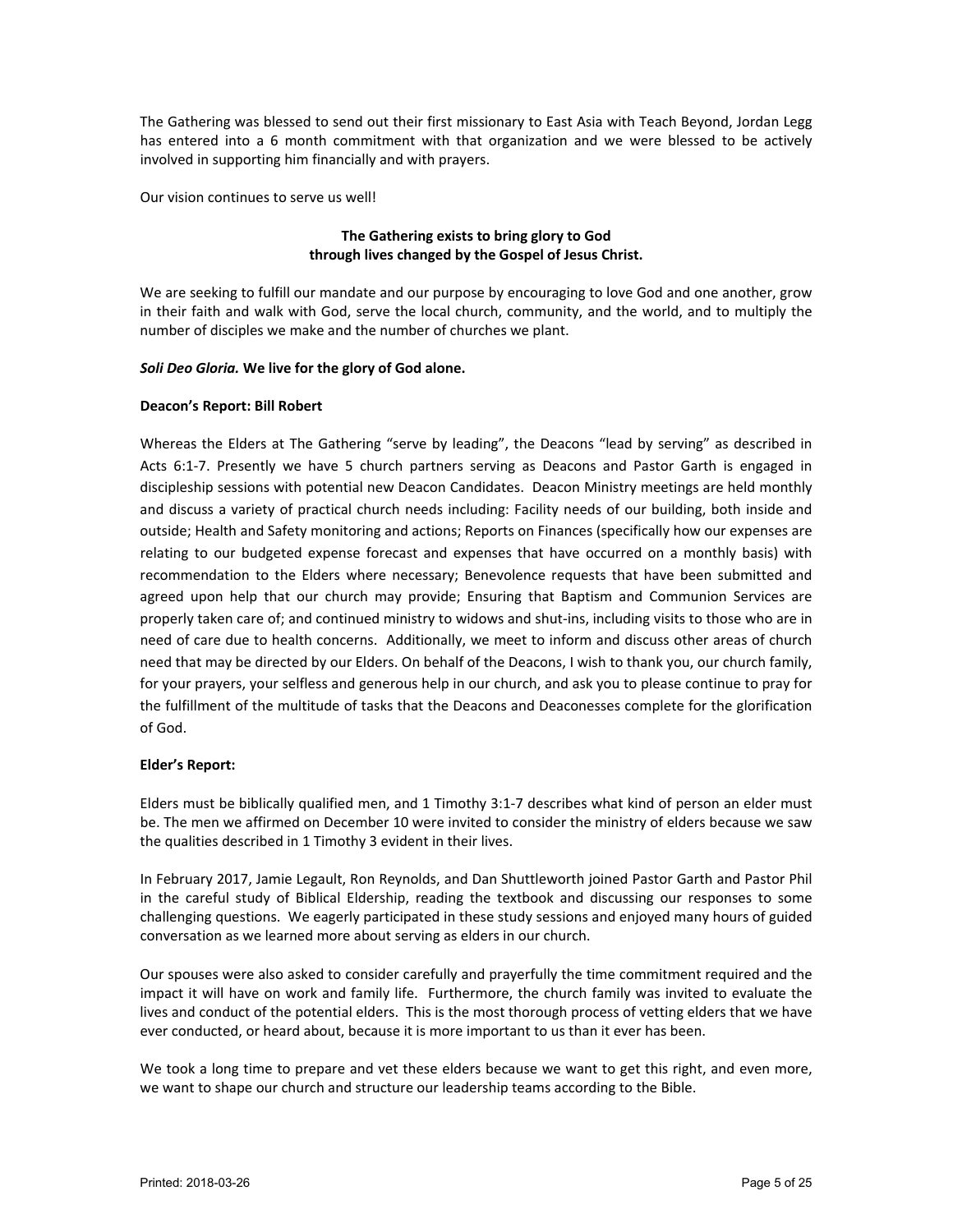The Gathering was blessed to send out their first missionary to East Asia with Teach Beyond, Jordan Legg has entered into a 6 month commitment with that organization and we were blessed to be actively involved in supporting him financially and with prayers.

Our vision continues to serve us well!

**The Gathering exists to bring glory to God through lives changed by the Gospel of Jesus Christ.**

We are seeking to fulfill our mandate and our purpose by encouraging to love God and one another, grow in their faith and walk with God, serve the local church, community, and the world, and to multiply the number of disciples we make and the number of churches we plant.

***Soli Deo Gloria.* We live for the glory of God alone.**

**Deacon's Report: Bill Robert**

Whereas the Elders at The Gathering "serve by leading", the Deacons "lead by serving" as described in Acts 6:1-7. Presently we have 5 church partners serving as Deacons and Pastor Garth is engaged in discipleship sessions with potential new Deacon Candidates. Deacon Ministry meetings are held monthly and discuss a variety of practical church needs including: Facility needs of our building, both inside and outside; Health and Safety monitoring and actions; Reports on Finances (specifically how our expenses are relating to our budgeted expense forecast and expenses that have occurred on a monthly basis) with recommendation to the Elders where necessary; Benevolence requests that have been submitted and agreed upon help that our church may provide; Ensuring that Baptism and Communion Services are properly taken care of; and continued ministry to widows and shut-ins, including visits to those who are in need of care due to health concerns. Additionally, we meet to inform and discuss other areas of church need that may be directed by our Elders. On behalf of the Deacons, I wish to thank you, our church family, for your prayers, your selfless and generous help in our church, and ask you to please continue to pray for the fulfillment of the multitude of tasks that the Deacons and Deaconesses complete for the glorification of God.

**Elder's Report:**

Elders must be biblically qualified men, and 1 Timothy 3:1-7 describes what kind of person an elder must be. The men we affirmed on December 10 were invited to consider the ministry of elders because we saw the qualities described in 1 Timothy 3 evident in their lives.

In February 2017, Jamie Legault, Ron Reynolds, and Dan Shuttleworth joined Pastor Garth and Pastor Phil in the careful study of Biblical Eldership, reading the textbook and discussing our responses to some challenging questions. We eagerly participated in these study sessions and enjoyed many hours of guided conversation as we learned more about serving as elders in our church.

Our spouses were also asked to consider carefully and prayerfully the time commitment required and the impact it will have on work and family life. Furthermore, the church family was invited to evaluate the lives and conduct of the potential elders. This is the most thorough process of vetting elders that we have ever conducted, or heard about, because it is more important to us than it ever has been.

We took a long time to prepare and vet these elders because we want to get this right, and even more, we want to shape our church and structure our leadership teams according to the Bible.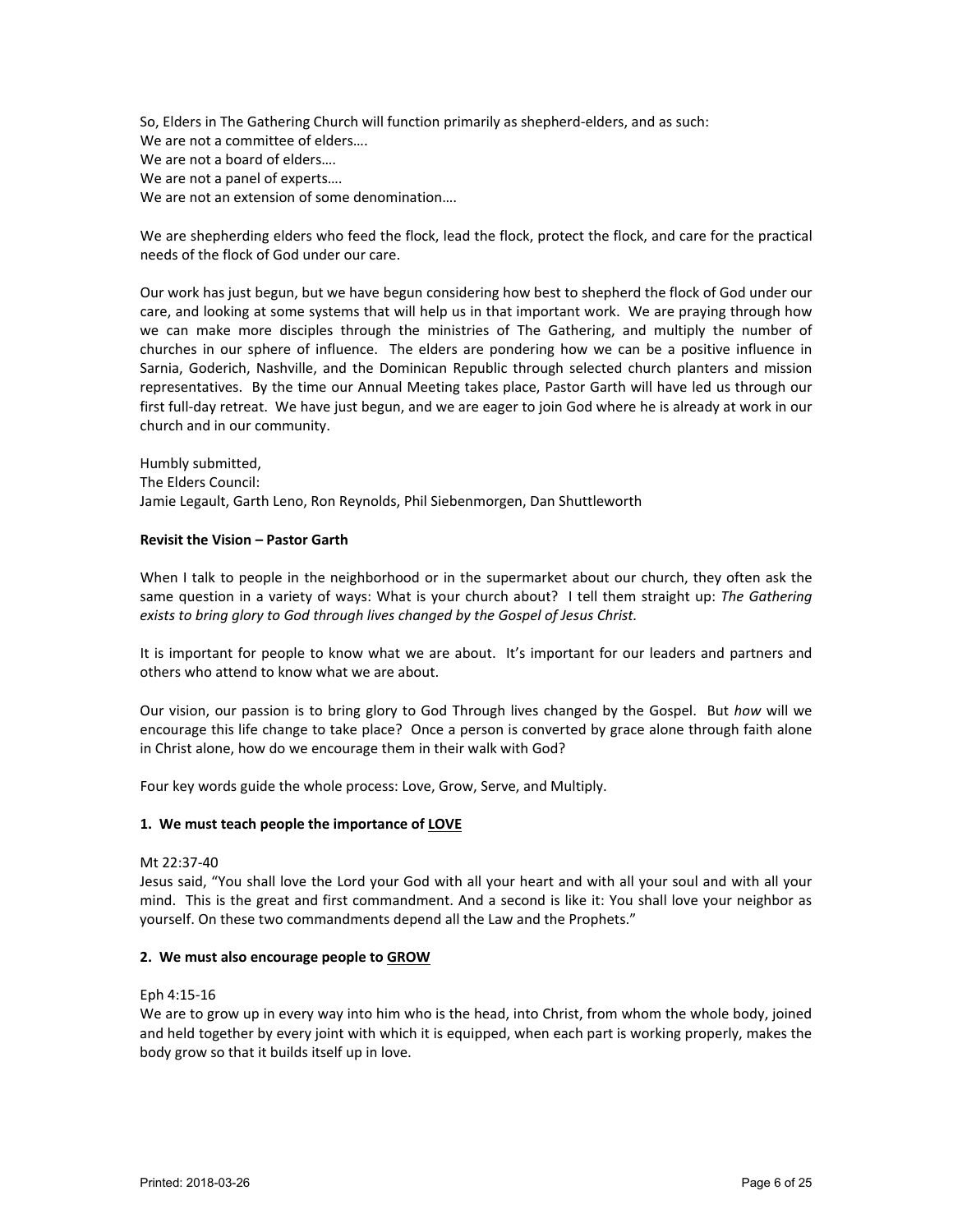So, Elders in The Gathering Church will function primarily as shepherd-elders, and as such:
We are not a committee of elders….
We are not a board of elders….
We are not a panel of experts….
We are not an extension of some denomination….

We are shepherding elders who feed the flock, lead the flock, protect the flock, and care for the practical needs of the flock of God under our care.

Our work has just begun, but we have begun considering how best to shepherd the flock of God under our care, and looking at some systems that will help us in that important work. We are praying through how we can make more disciples through the ministries of The Gathering, and multiply the number of churches in our sphere of influence. The elders are pondering how we can be a positive influence in Sarnia, Goderich, Nashville, and the Dominican Republic through selected church planters and mission representatives. By the time our Annual Meeting takes place, Pastor Garth will have led us through our first full-day retreat. We have just begun, and we are eager to join God where he is already at work in our church and in our community.

Humbly submitted,
The Elders Council:
Jamie Legault, Garth Leno, Ron Reynolds, Phil Siebenmorgen, Dan Shuttleworth

**Revisit the Vision – Pastor Garth**

When I talk to people in the neighborhood or in the supermarket about our church, they often ask the same question in a variety of ways: What is your church about? I tell them straight up: *The Gathering exists to bring glory to God through lives changed by the Gospel of Jesus Christ.*

It is important for people to know what we are about. It's important for our leaders and partners and others who attend to know what we are about.

Our vision, our passion is to bring glory to God Through lives changed by the Gospel. But *how* will we encourage this life change to take place? Once a person is converted by grace alone through faith alone in Christ alone, how do we encourage them in their walk with God?

Four key words guide the whole process: Love, Grow, Serve, and Multiply.

**1. We must teach people the importance of <u>LOVE</u>**

Mt 22:37-40
Jesus said, "You shall love the Lord your God with all your heart and with all your soul and with all your mind. This is the great and first commandment. And a second is like it: You shall love your neighbor as yourself. On these two commandments depend all the Law and the Prophets."

**2. We must also encourage people to <u>GROW</u>**

Eph 4:15-16
We are to grow up in every way into him who is the head, into Christ, from whom the whole body, joined and held together by every joint with which it is equipped, when each part is working properly, makes the body grow so that it builds itself up in love.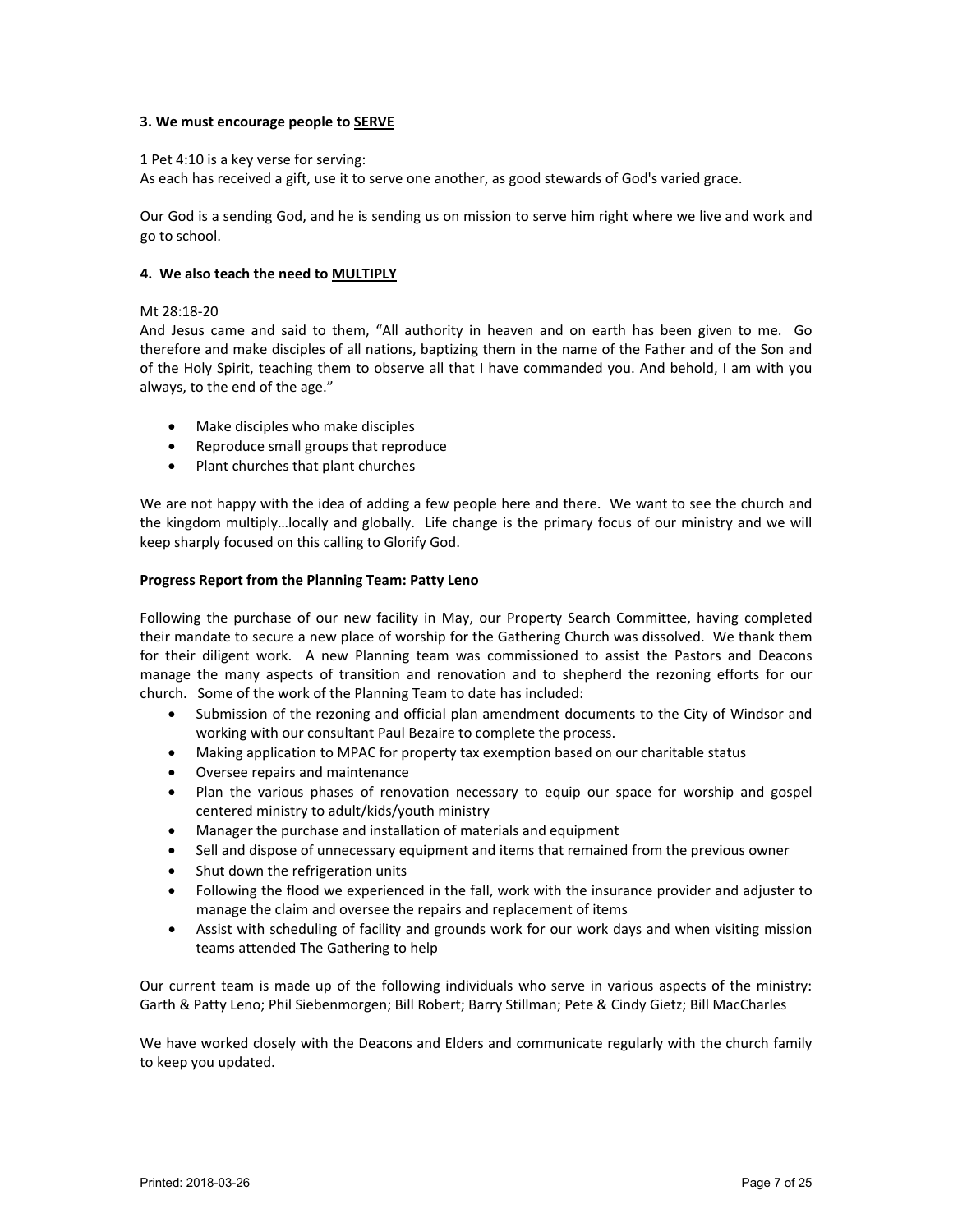**3. We must encourage people to <u>SERVE</u>**

1 Pet 4:10 is a key verse for serving:
As each has received a gift, use it to serve one another, as good stewards of God's varied grace.

Our God is a sending God, and he is sending us on mission to serve him right where we live and work and go to school.

**4. We also teach the need to <u>MULTIPLY</u>**

Mt 28:18-20
And Jesus came and said to them, "All authority in heaven and on earth has been given to me. Go therefore and make disciples of all nations, baptizing them in the name of the Father and of the Son and of the Holy Spirit, teaching them to observe all that I have commanded you. And behold, I am with you always, to the end of the age."

- Make disciples who make disciples
- Reproduce small groups that reproduce
- Plant churches that plant churches

We are not happy with the idea of adding a few people here and there. We want to see the church and the kingdom multiply…locally and globally. Life change is the primary focus of our ministry and we will keep sharply focused on this calling to Glorify God.

**Progress Report from the Planning Team: Patty Leno**

Following the purchase of our new facility in May, our Property Search Committee, having completed their mandate to secure a new place of worship for the Gathering Church was dissolved. We thank them for their diligent work. A new Planning team was commissioned to assist the Pastors and Deacons manage the many aspects of transition and renovation and to shepherd the rezoning efforts for our church. Some of the work of the Planning Team to date has included:

- Submission of the rezoning and official plan amendment documents to the City of Windsor and working with our consultant Paul Bezaire to complete the process.
- Making application to MPAC for property tax exemption based on our charitable status
- Oversee repairs and maintenance
- Plan the various phases of renovation necessary to equip our space for worship and gospel centered ministry to adult/kids/youth ministry
- Manager the purchase and installation of materials and equipment
- Sell and dispose of unnecessary equipment and items that remained from the previous owner
- Shut down the refrigeration units
- Following the flood we experienced in the fall, work with the insurance provider and adjuster to manage the claim and oversee the repairs and replacement of items
- Assist with scheduling of facility and grounds work for our work days and when visiting mission teams attended The Gathering to help

Our current team is made up of the following individuals who serve in various aspects of the ministry: Garth & Patty Leno; Phil Siebenmorgen; Bill Robert; Barry Stillman; Pete & Cindy Gietz; Bill MacCharles

We have worked closely with the Deacons and Elders and communicate regularly with the church family to keep you updated.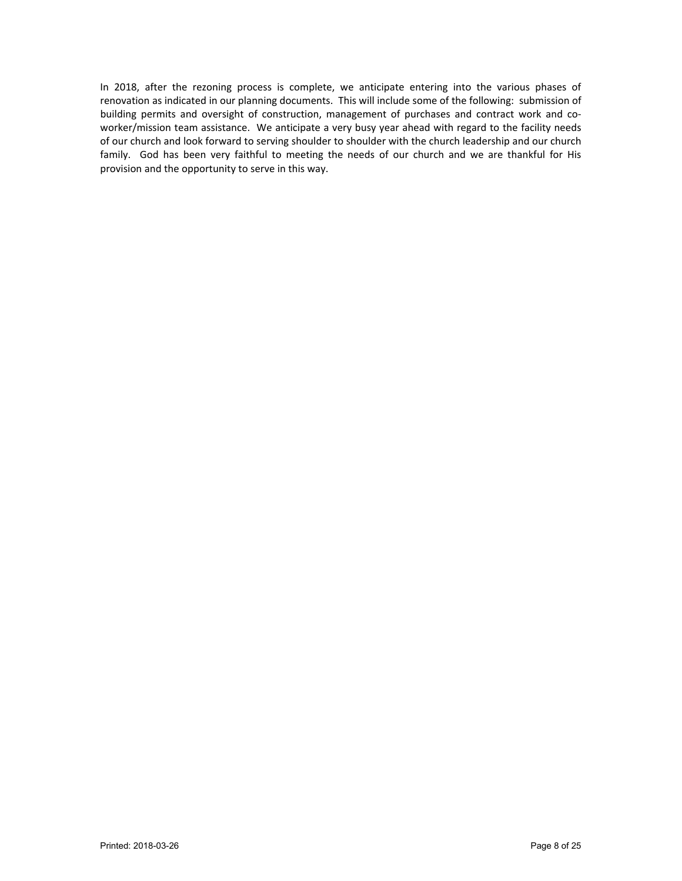In 2018, after the rezoning process is complete, we anticipate entering into the various phases of renovation as indicated in our planning documents. This will include some of the following: submission of building permits and oversight of construction, management of purchases and contract work and co-worker/mission team assistance. We anticipate a very busy year ahead with regard to the facility needs of our church and look forward to serving shoulder to shoulder with the church leadership and our church family. God has been very faithful to meeting the needs of our church and we are thankful for His provision and the opportunity to serve in this way.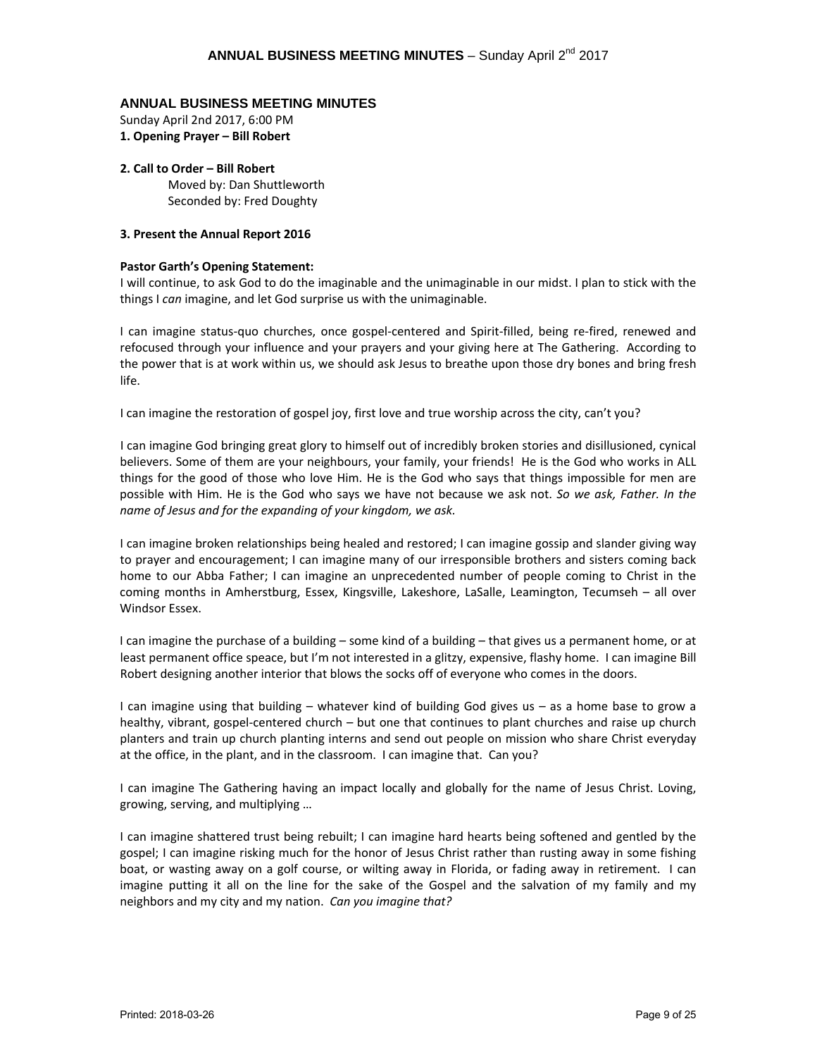## ANNUAL BUSINESS MEETING MINUTES

Sunday April 2nd 2017, 6:00 PM

**1. Opening Prayer – Bill Robert**

**2. Call to Order – Bill Robert**

Moved by: Dan Shuttleworth
Seconded by: Fred Doughty

**3. Present the Annual Report 2016**

**Pastor Garth's Opening Statement:**

I will continue, to ask God to do the imaginable and the unimaginable in our midst. I plan to stick with the things I *can* imagine, and let God surprise us with the unimaginable.

I can imagine status-quo churches, once gospel-centered and Spirit-filled, being re-fired, renewed and refocused through your influence and your prayers and your giving here at The Gathering. According to the power that is at work within us, we should ask Jesus to breathe upon those dry bones and bring fresh life.

I can imagine the restoration of gospel joy, first love and true worship across the city, can't you?

I can imagine God bringing great glory to himself out of incredibly broken stories and disillusioned, cynical believers. Some of them are your neighbours, your family, your friends! He is the God who works in ALL things for the good of those who love Him. He is the God who says that things impossible for men are possible with Him. He is the God who says we have not because we ask not. *So we ask, Father. In the name of Jesus and for the expanding of your kingdom, we ask.*

I can imagine broken relationships being healed and restored; I can imagine gossip and slander giving way to prayer and encouragement; I can imagine many of our irresponsible brothers and sisters coming back home to our Abba Father; I can imagine an unprecedented number of people coming to Christ in the coming months in Amherstburg, Essex, Kingsville, Lakeshore, LaSalle, Leamington, Tecumseh – all over Windsor Essex.

I can imagine the purchase of a building – some kind of a building – that gives us a permanent home, or at least permanent office speace, but I'm not interested in a glitzy, expensive, flashy home. I can imagine Bill Robert designing another interior that blows the socks off of everyone who comes in the doors.

I can imagine using that building – whatever kind of building God gives us – as a home base to grow a healthy, vibrant, gospel-centered church – but one that continues to plant churches and raise up church planters and train up church planting interns and send out people on mission who share Christ everyday at the office, in the plant, and in the classroom. I can imagine that. Can you?

I can imagine The Gathering having an impact locally and globally for the name of Jesus Christ. Loving, growing, serving, and multiplying …

I can imagine shattered trust being rebuilt; I can imagine hard hearts being softened and gentled by the gospel; I can imagine risking much for the honor of Jesus Christ rather than rusting away in some fishing boat, or wasting away on a golf course, or wilting away in Florida, or fading away in retirement. I can imagine putting it all on the line for the sake of the Gospel and the salvation of my family and my neighbors and my city and my nation. *Can you imagine that?*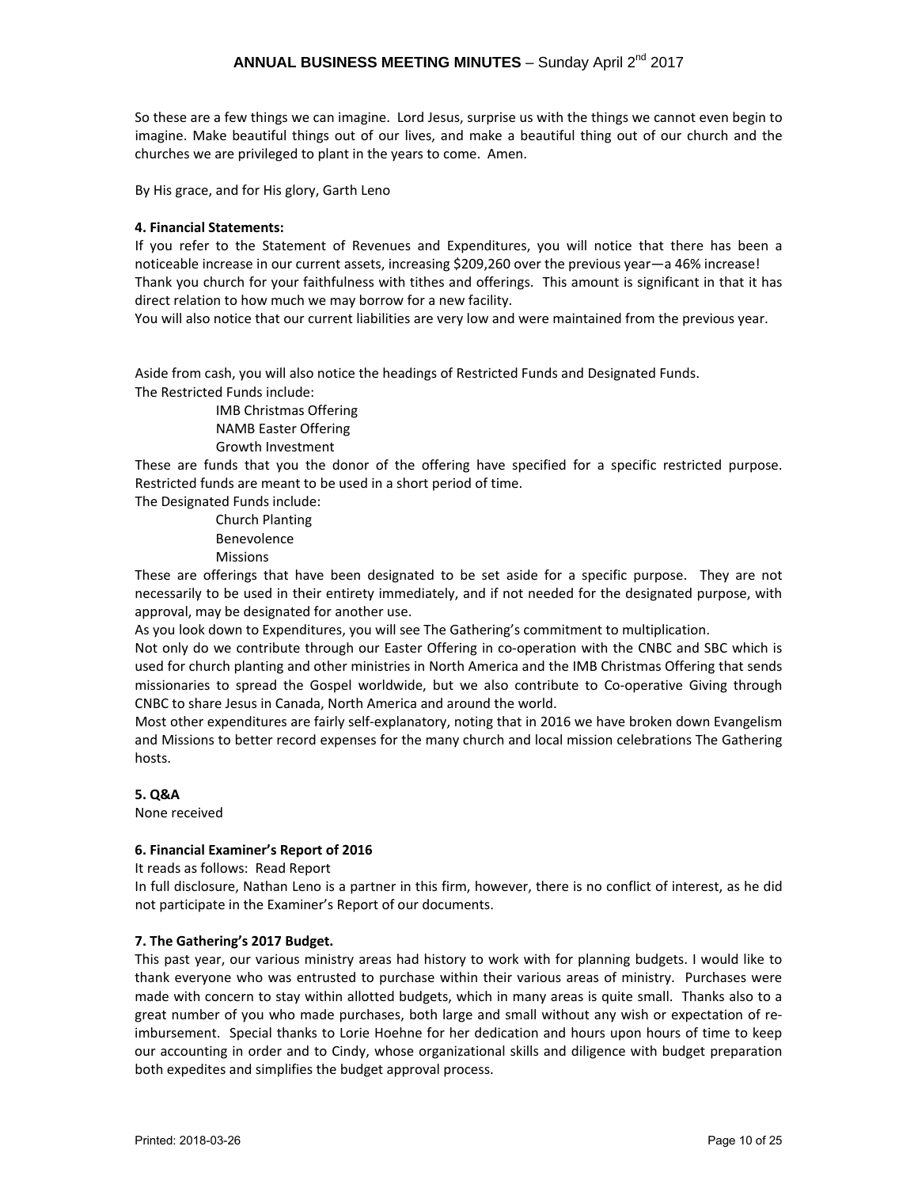So these are a few things we can imagine. Lord Jesus, surprise us with the things we cannot even begin to imagine. Make beautiful things out of our lives, and make a beautiful thing out of our church and the churches we are privileged to plant in the years to come. Amen.

By His grace, and for His glory, Garth Leno

**4. Financial Statements:**

If you refer to the Statement of Revenues and Expenditures, you will notice that there has been a noticeable increase in our current assets, increasing $209,260 over the previous year—a 46% increase!
Thank you church for your faithfulness with tithes and offerings. This amount is significant in that it has direct relation to how much we may borrow for a new facility.
You will also notice that our current liabilities are very low and were maintained from the previous year.

Aside from cash, you will also notice the headings of Restricted Funds and Designated Funds.
The Restricted Funds include:

- IMB Christmas Offering
- NAMB Easter Offering
- Growth Investment

These are funds that you the donor of the offering have specified for a specific restricted purpose. Restricted funds are meant to be used in a short period of time.
The Designated Funds include:

- Church Planting
- Benevolence
- Missions

These are offerings that have been designated to be set aside for a specific purpose. They are not necessarily to be used in their entirety immediately, and if not needed for the designated purpose, with approval, may be designated for another use.
As you look down to Expenditures, you will see The Gathering's commitment to multiplication.
Not only do we contribute through our Easter Offering in co-operation with the CNBC and SBC which is used for church planting and other ministries in North America and the IMB Christmas Offering that sends missionaries to spread the Gospel worldwide, but we also contribute to Co-operative Giving through CNBC to share Jesus in Canada, North America and around the world.
Most other expenditures are fairly self-explanatory, noting that in 2016 we have broken down Evangelism and Missions to better record expenses for the many church and local mission celebrations The Gathering hosts.

**5. Q&A**

None received

**6. Financial Examiner's Report of 2016**

It reads as follows: Read Report
In full disclosure, Nathan Leno is a partner in this firm, however, there is no conflict of interest, as he did not participate in the Examiner's Report of our documents.

**7. The Gathering's 2017 Budget.**

This past year, our various ministry areas had history to work with for planning budgets. I would like to thank everyone who was entrusted to purchase within their various areas of ministry. Purchases were made with concern to stay within allotted budgets, which in many areas is quite small. Thanks also to a great number of you who made purchases, both large and small without any wish or expectation of re-imbursement. Special thanks to Lorie Hoehne for her dedication and hours upon hours of time to keep our accounting in order and to Cindy, whose organizational skills and diligence with budget preparation both expedites and simplifies the budget approval process.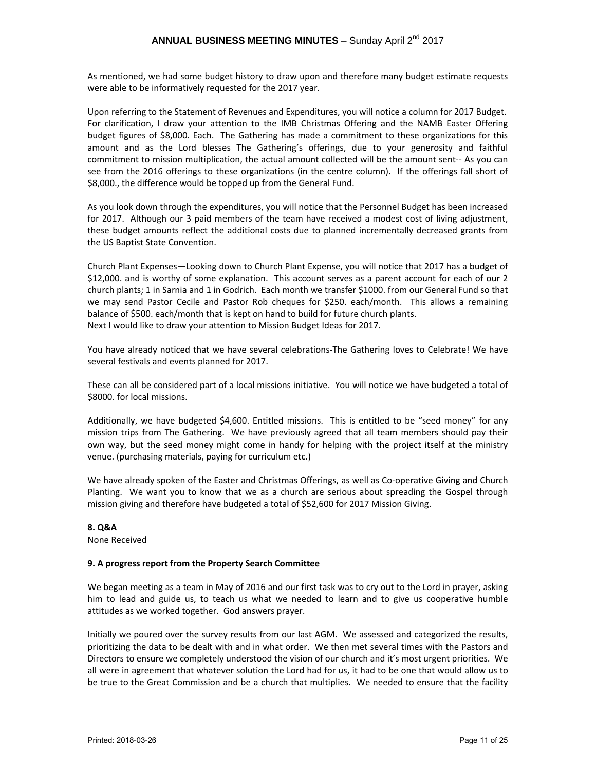As mentioned, we had some budget history to draw upon and therefore many budget estimate requests were able to be informatively requested for the 2017 year.

Upon referring to the Statement of Revenues and Expenditures, you will notice a column for 2017 Budget. For clarification, I draw your attention to the IMB Christmas Offering and the NAMB Easter Offering budget figures of $8,000. Each. The Gathering has made a commitment to these organizations for this amount and as the Lord blesses The Gathering's offerings, due to your generosity and faithful commitment to mission multiplication, the actual amount collected will be the amount sent-- As you can see from the 2016 offerings to these organizations (in the centre column). If the offerings fall short of $8,000., the difference would be topped up from the General Fund.

As you look down through the expenditures, you will notice that the Personnel Budget has been increased for 2017. Although our 3 paid members of the team have received a modest cost of living adjustment, these budget amounts reflect the additional costs due to planned incrementally decreased grants from the US Baptist State Convention.

Church Plant Expenses—Looking down to Church Plant Expense, you will notice that 2017 has a budget of $12,000. and is worthy of some explanation. This account serves as a parent account for each of our 2 church plants; 1 in Sarnia and 1 in Godrich. Each month we transfer $1000. from our General Fund so that we may send Pastor Cecile and Pastor Rob cheques for $250. each/month. This allows a remaining balance of $500. each/month that is kept on hand to build for future church plants.
Next I would like to draw your attention to Mission Budget Ideas for 2017.

You have already noticed that we have several celebrations-The Gathering loves to Celebrate! We have several festivals and events planned for 2017.

These can all be considered part of a local missions initiative. You will notice we have budgeted a total of $8000. for local missions.

Additionally, we have budgeted $4,600. Entitled missions. This is entitled to be "seed money" for any mission trips from The Gathering. We have previously agreed that all team members should pay their own way, but the seed money might come in handy for helping with the project itself at the ministry venue. (purchasing materials, paying for curriculum etc.)

We have already spoken of the Easter and Christmas Offerings, as well as Co-operative Giving and Church Planting. We want you to know that we as a church are serious about spreading the Gospel through mission giving and therefore have budgeted a total of $52,600 for 2017 Mission Giving.

**8. Q&A**
None Received

**9. A progress report from the Property Search Committee**

We began meeting as a team in May of 2016 and our first task was to cry out to the Lord in prayer, asking him to lead and guide us, to teach us what we needed to learn and to give us cooperative humble attitudes as we worked together. God answers prayer.

Initially we poured over the survey results from our last AGM. We assessed and categorized the results, prioritizing the data to be dealt with and in what order. We then met several times with the Pastors and Directors to ensure we completely understood the vision of our church and it's most urgent priorities. We all were in agreement that whatever solution the Lord had for us, it had to be one that would allow us to be true to the Great Commission and be a church that multiplies. We needed to ensure that the facility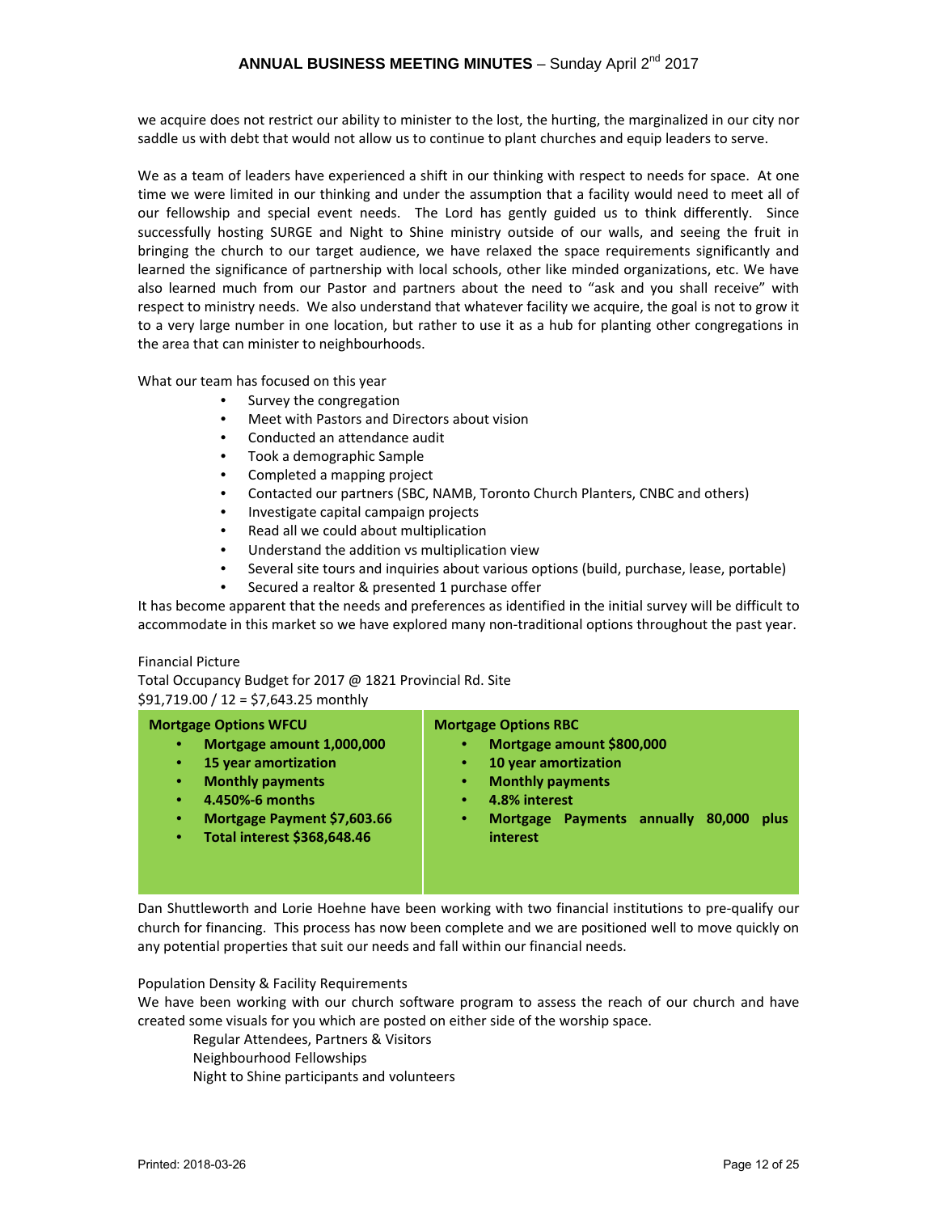we acquire does not restrict our ability to minister to the lost, the hurting, the marginalized in our city nor saddle us with debt that would not allow us to continue to plant churches and equip leaders to serve.

We as a team of leaders have experienced a shift in our thinking with respect to needs for space. At one time we were limited in our thinking and under the assumption that a facility would need to meet all of our fellowship and special event needs. The Lord has gently guided us to think differently. Since successfully hosting SURGE and Night to Shine ministry outside of our walls, and seeing the fruit in bringing the church to our target audience, we have relaxed the space requirements significantly and learned the significance of partnership with local schools, other like minded organizations, etc. We have also learned much from our Pastor and partners about the need to "ask and you shall receive" with respect to ministry needs. We also understand that whatever facility we acquire, the goal is not to grow it to a very large number in one location, but rather to use it as a hub for planting other congregations in the area that can minister to neighbourhoods.

What our team has focused on this year

- Survey the congregation
- Meet with Pastors and Directors about vision
- Conducted an attendance audit
- Took a demographic Sample
- Completed a mapping project
- Contacted our partners (SBC, NAMB, Toronto Church Planters, CNBC and others)
- Investigate capital campaign projects
- Read all we could about multiplication
- Understand the addition vs multiplication view
- Several site tours and inquiries about various options (build, purchase, lease, portable)
- Secured a realtor & presented 1 purchase offer

It has become apparent that the needs and preferences as identified in the initial survey will be difficult to accommodate in this market so we have explored many non-traditional options throughout the past year.

Financial Picture

Total Occupancy Budget for 2017 @ 1821 Provincial Rd. Site

$91,719.00 / 12 = $7,643.25 monthly

| **Mortgage Options WFCU** | **Mortgage Options RBC** |
|---|---|
| • **Mortgage amount 1,000,000**<br>• **15 year amortization**<br>• **Monthly payments**<br>• **4.450%-6 months**<br>• **Mortgage Payment $7,603.66**<br>• **Total interest $368,648.46** | • **Mortgage amount $800,000**<br>• **10 year amortization**<br>• **Monthly payments**<br>• **4.8% interest**<br>• **Mortgage Payments annually 80,000 plus interest** |

Dan Shuttleworth and Lorie Hoehne have been working with two financial institutions to pre-qualify our church for financing. This process has now been complete and we are positioned well to move quickly on any potential properties that suit our needs and fall within our financial needs.

Population Density & Facility Requirements

We have been working with our church software program to assess the reach of our church and have created some visuals for you which are posted on either side of the worship space.

Regular Attendees, Partners & Visitors

Neighbourhood Fellowships

Night to Shine participants and volunteers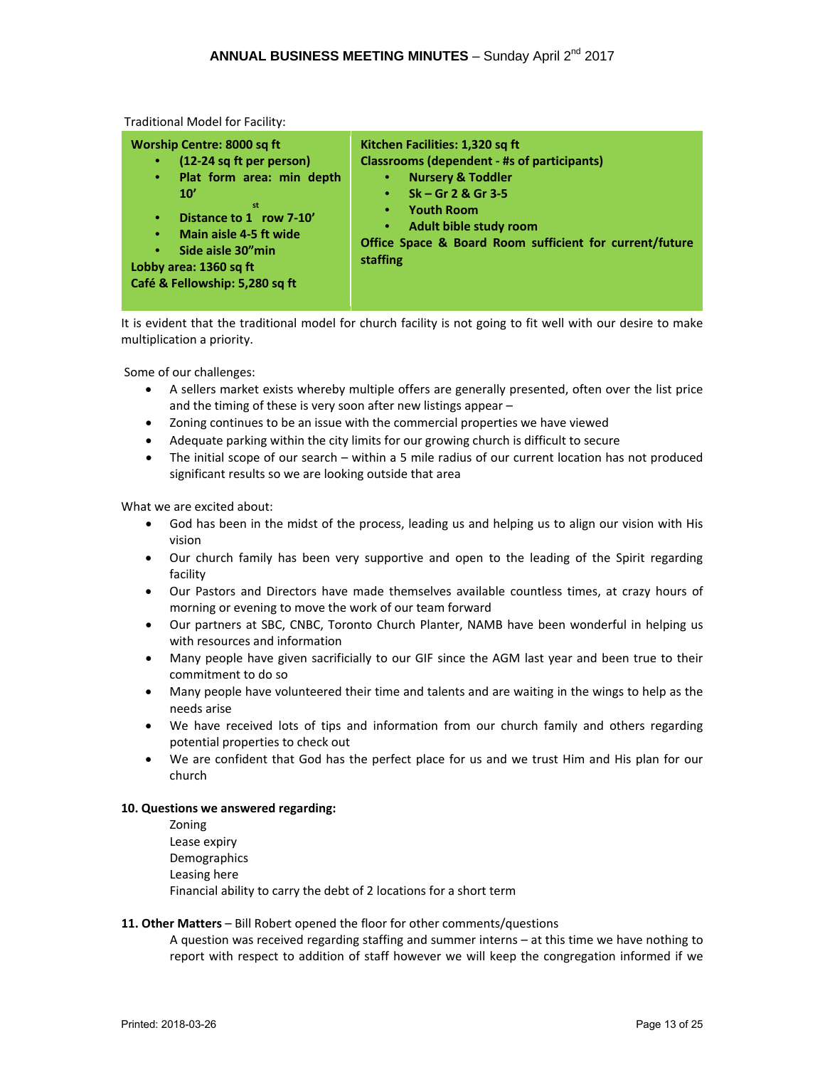Traditional Model for Facility:

| **Worship Centre: 8000 sq ft**<br>• **(12-24 sq ft per person)**<br>• **Plat form area: min depth 10’**<br>• **Distance to 1st row 7-10’**<br>• **Main aisle 4-5 ft wide**<br>• **Side aisle 30”min**<br>**Lobby area: 1360 sq ft**<br>**Café & Fellowship: 5,280 sq ft** | **Kitchen Facilities: 1,320 sq ft**<br>**Classrooms (dependent - #s of participants)**<br>• **Nursery & Toddler**<br>• **Sk – Gr 2 & Gr 3-5**<br>• **Youth Room**<br>• **Adult bible study room**<br>**Office Space & Board Room sufficient for current/future staffing** |
|---|---|

It is evident that the traditional model for church facility is not going to fit well with our desire to make multiplication a priority.

Some of our challenges:

- A sellers market exists whereby multiple offers are generally presented, often over the list price and the timing of these is very soon after new listings appear –
- Zoning continues to be an issue with the commercial properties we have viewed
- Adequate parking within the city limits for our growing church is difficult to secure
- The initial scope of our search – within a 5 mile radius of our current location has not produced significant results so we are looking outside that area

What we are excited about:

- God has been in the midst of the process, leading us and helping us to align our vision with His vision
- Our church family has been very supportive and open to the leading of the Spirit regarding facility
- Our Pastors and Directors have made themselves available countless times, at crazy hours of morning or evening to move the work of our team forward
- Our partners at SBC, CNBC, Toronto Church Planter, NAMB have been wonderful in helping us with resources and information
- Many people have given sacrificially to our GIF since the AGM last year and been true to their commitment to do so
- Many people have volunteered their time and talents and are waiting in the wings to help as the needs arise
- We have received lots of tips and information from our church family and others regarding potential properties to check out
- We are confident that God has the perfect place for us and we trust Him and His plan for our church

**10. Questions we answered regarding:**

Zoning
Lease expiry
Demographics
Leasing here
Financial ability to carry the debt of 2 locations for a short term

**11. Other Matters** – Bill Robert opened the floor for other comments/questions

A question was received regarding staffing and summer interns – at this time we have nothing to report with respect to addition of staff however we will keep the congregation informed if we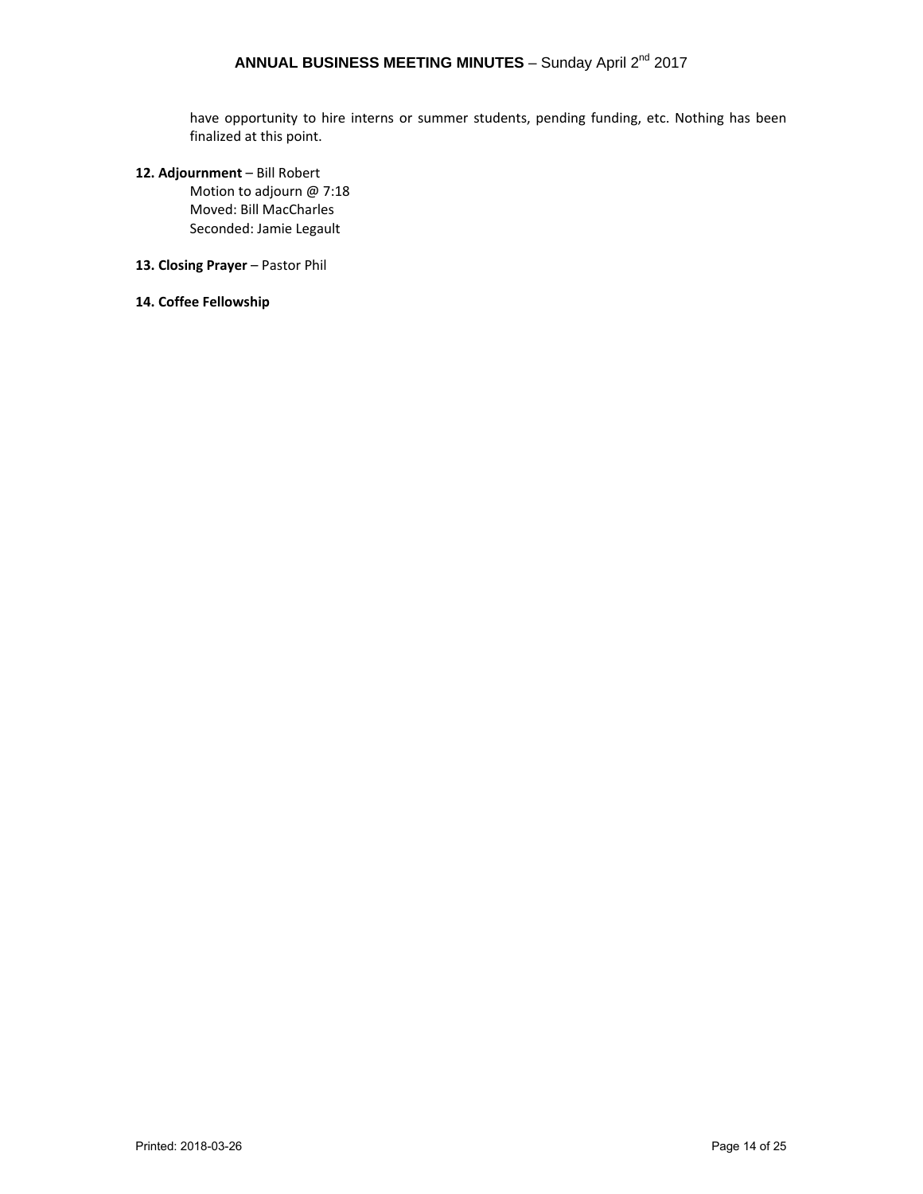have opportunity to hire interns or summer students, pending funding, etc. Nothing has been finalized at this point.

**12. Adjournment** – Bill Robert

Motion to adjourn @ 7:18
Moved: Bill MacCharles
Seconded: Jamie Legault

**13. Closing Prayer** – Pastor Phil

**14. Coffee Fellowship**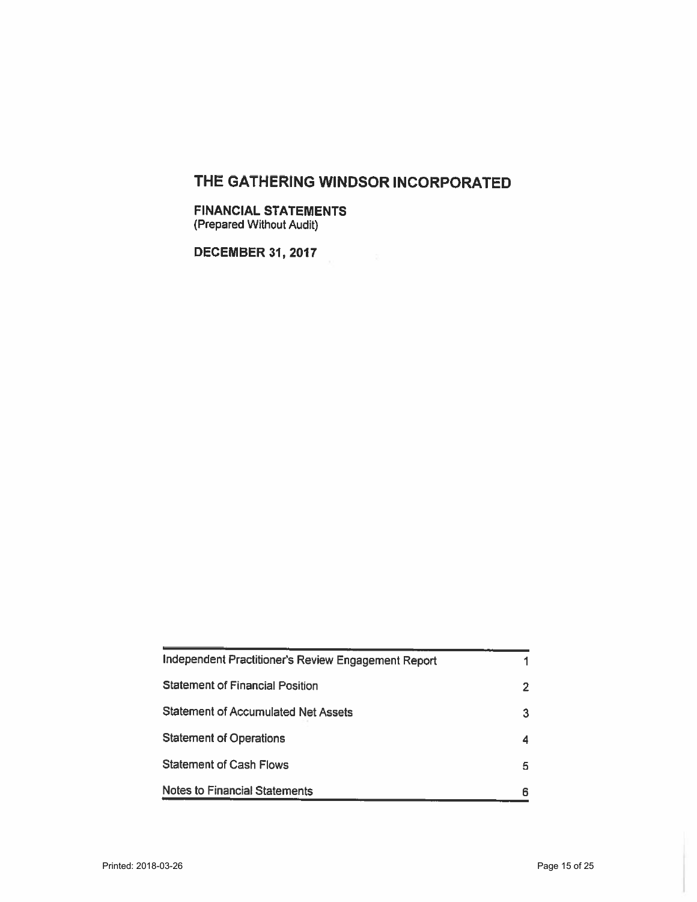# THE GATHERING WINDSOR INCORPORATED

**FINANCIAL STATEMENTS**
(Prepared Without Audit)

**DECEMBER 31, 2017**

| | |
|---|---|
| Independent Practitioner's Review Engagement Report | 1 |
| Statement of Financial Position | 2 |
| Statement of Accumulated Net Assets | 3 |
| Statement of Operations | 4 |
| Statement of Cash Flows | 5 |
| Notes to Financial Statements | 6 |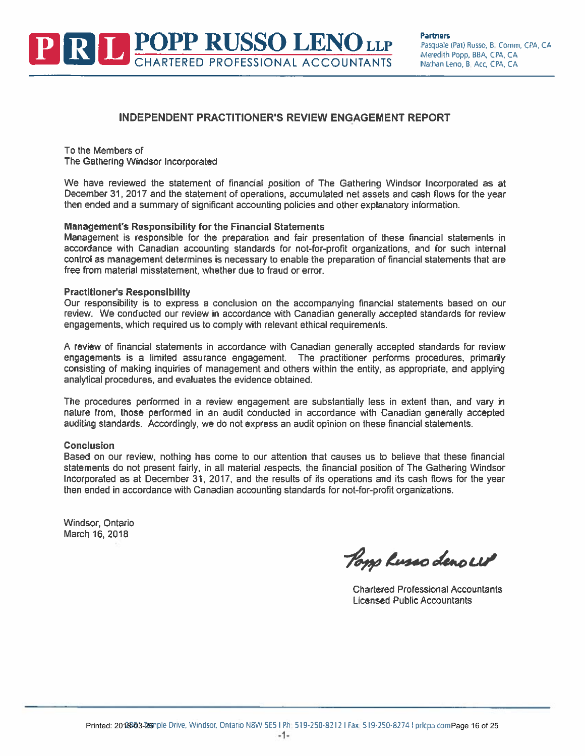**POPP RUSSO LENO LLP**
CHARTERED PROFESSIONAL ACCOUNTANTS

**Partners**
Pasquale (Pat) Russo, B. Comm, CPA, CA
Meredith Popp, BBA, CPA, CA
Nathan Leno, B. Acc, CPA, CA

## INDEPENDENT PRACTITIONER'S REVIEW ENGAGEMENT REPORT

To the Members of
The Gathering Windsor Incorporated

We have reviewed the statement of financial position of The Gathering Windsor Incorporated as at December 31, 2017 and the statement of operations, accumulated net assets and cash flows for the year then ended and a summary of significant accounting policies and other explanatory information.

**Management's Responsibility for the Financial Statements**
Management is responsible for the preparation and fair presentation of these financial statements in accordance with Canadian accounting standards for not-for-profit organizations, and for such internal control as management determines is necessary to enable the preparation of financial statements that are free from material misstatement, whether due to fraud or error.

**Practitioner's Responsibility**
Our responsibility is to express a conclusion on the accompanying financial statements based on our review. We conducted our review in accordance with Canadian generally accepted standards for review engagements, which required us to comply with relevant ethical requirements.

A review of financial statements in accordance with Canadian generally accepted standards for review engagements is a limited assurance engagement. The practitioner performs procedures, primarily consisting of making inquiries of management and others within the entity, as appropriate, and applying analytical procedures, and evaluates the evidence obtained.

The procedures performed in a review engagement are substantially less in extent than, and vary in nature from, those performed in an audit conducted in accordance with Canadian generally accepted auditing standards. Accordingly, we do not express an audit opinion on these financial statements.

**Conclusion**
Based on our review, nothing has come to our attention that causes us to believe that these financial statements do not present fairly, in all material respects, the financial position of The Gathering Windsor Incorporated as at December 31, 2017, and the results of its operations and its cash flows for the year then ended in accordance with Canadian accounting standards for not-for-profit organizations.

Windsor, Ontario
March 16, 2018

Popp Russo Leno LLP

Chartered Professional Accountants
Licensed Public Accountants

Temple Drive, Windsor, Ontario N8W 5E5 | Ph. 519-250-8212 | Fax 519-250-8274 | prlcpa.com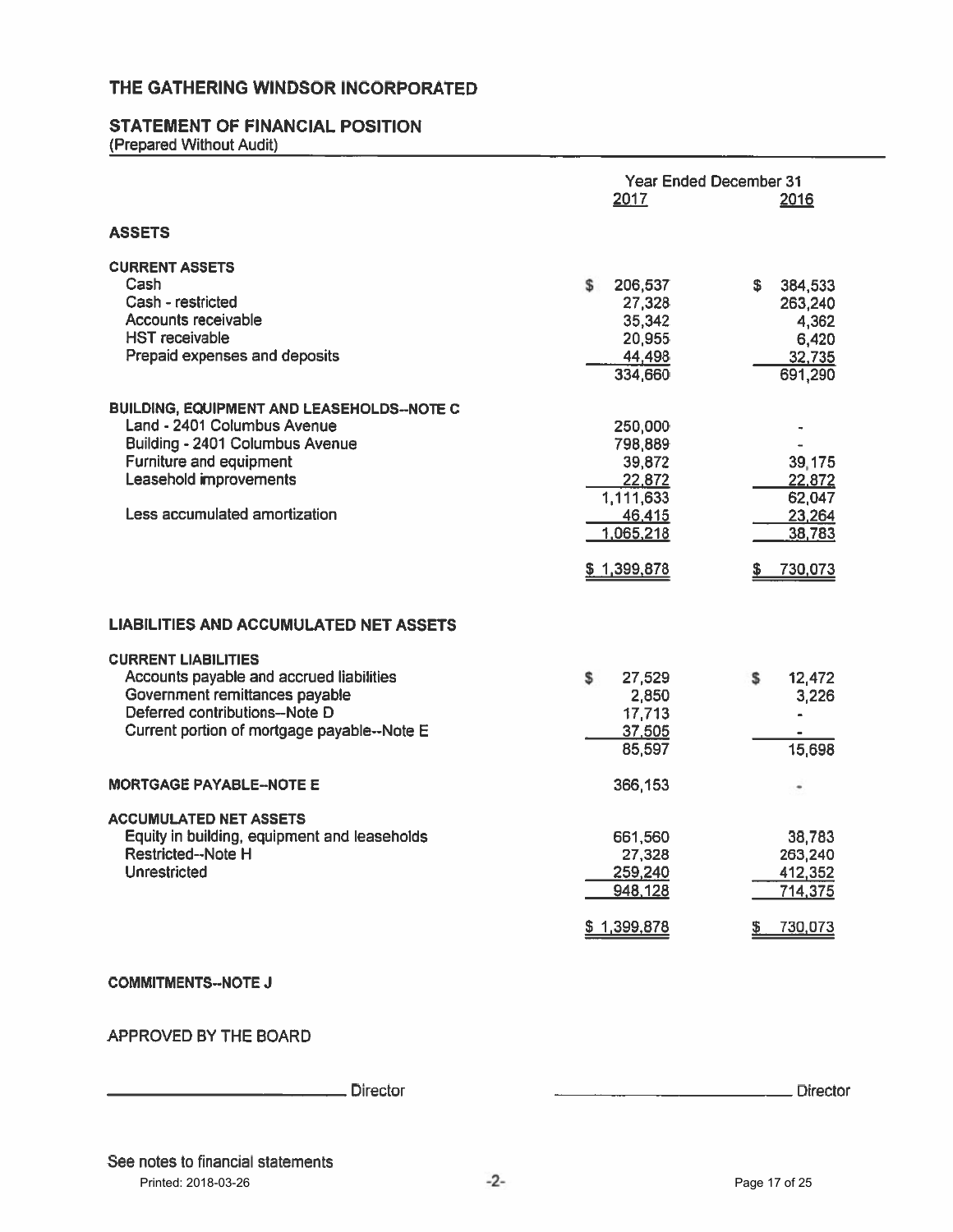# THE GATHERING WINDSOR INCORPORATED

## STATEMENT OF FINANCIAL POSITION
(Prepared Without Audit)

| | Year Ended December 31 2017 | 2016 |
|---|---|---|
| **ASSETS** | | |
| **CURRENT ASSETS** | | |
| Cash | $ 206,537 | $ 384,533 |
| Cash - restricted | 27,328 | 263,240 |
| Accounts receivable | 35,342 | 4,362 |
| HST receivable | 20,955 | 6,420 |
| Prepaid expenses and deposits | 44,498 | 32,735 |
| | 334,660 | 691,290 |
| **BUILDING, EQUIPMENT AND LEASEHOLDS--NOTE C** | | |
| Land - 2401 Columbus Avenue | 250,000 | - |
| Building - 2401 Columbus Avenue | 798,889 | - |
| Furniture and equipment | 39,872 | 39,175 |
| Leasehold improvements | 22,872 | 22,872 |
| | 1,111,633 | 62,047 |
| Less accumulated amortization | 46,415 | 23,264 |
| | 1,065,218 | 38,783 |
| | $ 1,399,878 | $ 730,073 |
| **LIABILITIES AND ACCUMULATED NET ASSETS** | | |
| **CURRENT LIABILITIES** | | |
| Accounts payable and accrued liabilities | $ 27,529 | $ 12,472 |
| Government remittances payable | 2,850 | 3,226 |
| Deferred contributions--Note D | 17,713 | - |
| Current portion of mortgage payable--Note E | 37,505 | - |
| | 85,597 | 15,698 |
| **MORTGAGE PAYABLE--NOTE E** | 366,153 | - |
| **ACCUMULATED NET ASSETS** | | |
| Equity in building, equipment and leaseholds | 661,560 | 38,783 |
| Restricted--Note H | 27,328 | 263,240 |
| Unrestricted | 259,240 | 412,352 |
| | 948,128 | 714,375 |
| | $ 1,399,878 | $ 730,073 |

**COMMITMENTS--NOTE J**

APPROVED BY THE BOARD

_________________________ Director                _________________________ Director

See notes to financial statements

Printed: 2018-03-26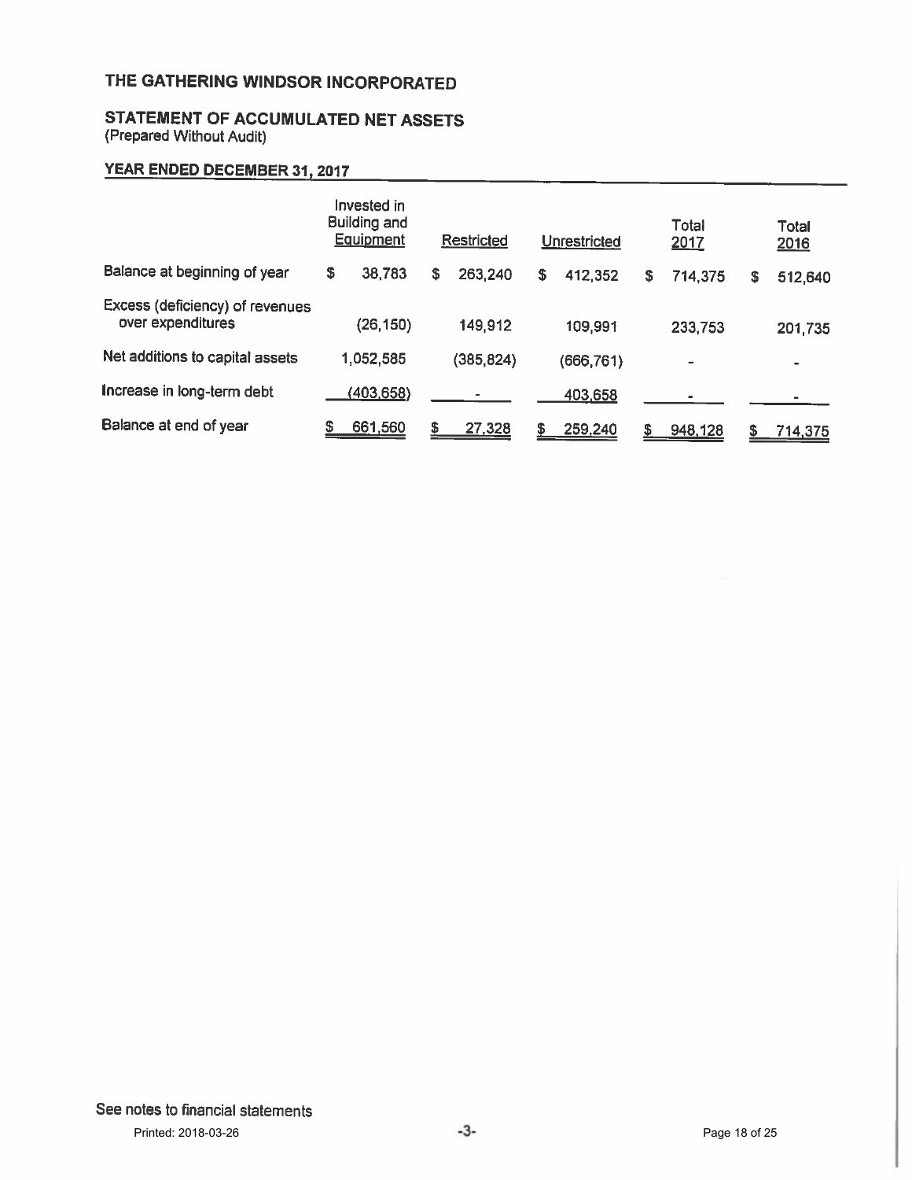# THE GATHERING WINDSOR INCORPORATED

## STATEMENT OF ACCUMULATED NET ASSETS
(Prepared Without Audit)

### YEAR ENDED DECEMBER 31, 2017

| | Invested in Building and Equipment | Restricted | Unrestricted | Total 2017 | Total 2016 |
|---|---|---|---|---|---|
| Balance at beginning of year | $ 38,783 | $ 263,240 | $ 412,352 | $ 714,375 | $ 512,640 |
| Excess (deficiency) of revenues over expenditures | (26,150) | 149,912 | 109,991 | 233,753 | 201,735 |
| Net additions to capital assets | 1,052,585 | (385,824) | (666,761) | - | - |
| Increase in long-term debt | (403,658) | - | 403,658 | - | - |
| Balance at end of year | $ 661,560 | $ 27,328 | $ 259,240 | $ 948,128 | $ 714,375 |

See notes to financial statements

Printed: 2018-03-26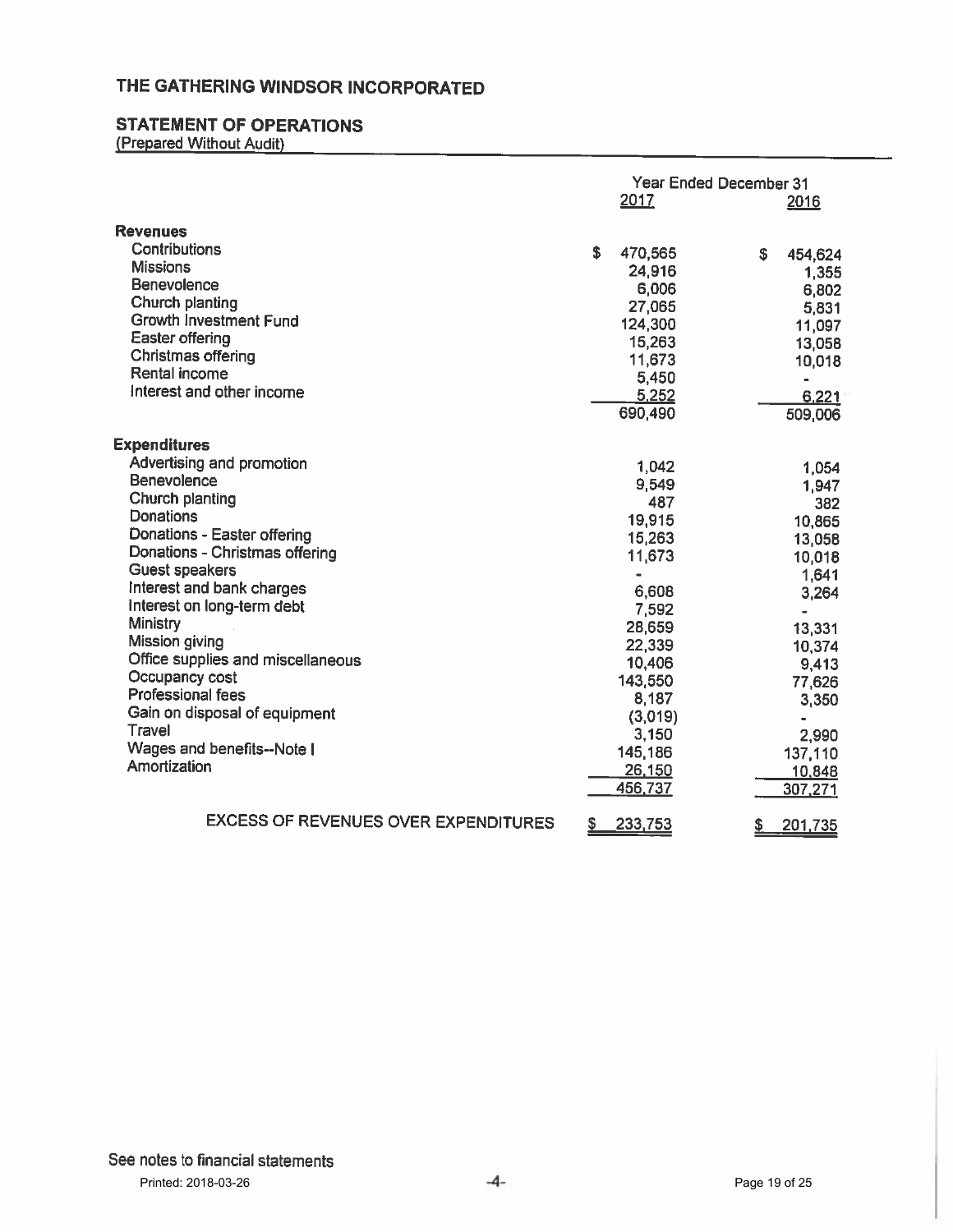# THE GATHERING WINDSOR INCORPORATED

## STATEMENT OF OPERATIONS

(Prepared Without Audit)

| | Year Ended December 31 | |
|---|---|---|
| | 2017 | 2016 |
| **Revenues** | | |
| Contributions | $ 470,565 | $ 454,624 |
| Missions | 24,916 | 1,355 |
| Benevolence | 6,006 | 6,802 |
| Church planting | 27,065 | 5,831 |
| Growth Investment Fund | 124,300 | 11,097 |
| Easter offering | 15,263 | 13,058 |
| Christmas offering | 11,673 | 10,018 |
| Rental income | 5,450 | - |
| Interest and other income | 5,252 | 6,221 |
| | 690,490 | 509,006 |
| **Expenditures** | | |
| Advertising and promotion | 1,042 | 1,054 |
| Benevolence | 9,549 | 1,947 |
| Church planting | 487 | 382 |
| Donations | 19,915 | 10,865 |
| Donations - Easter offering | 15,263 | 13,058 |
| Donations - Christmas offering | 11,673 | 10,018 |
| Guest speakers | - | 1,641 |
| Interest and bank charges | 6,608 | 3,264 |
| Interest on long-term debt | 7,592 | - |
| Ministry | 28,659 | 13,331 |
| Mission giving | 22,339 | 10,374 |
| Office supplies and miscellaneous | 10,406 | 9,413 |
| Occupancy cost | 143,550 | 77,626 |
| Professional fees | 8,187 | 3,350 |
| Gain on disposal of equipment | (3,019) | - |
| Travel | 3,150 | 2,990 |
| Wages and benefits--Note I | 145,186 | 137,110 |
| Amortization | 26,150 | 10,848 |
| | 456,737 | 307,271 |
| EXCESS OF REVENUES OVER EXPENDITURES | $ 233,753 | $ 201,735 |

See notes to financial statements

Printed: 2018-03-26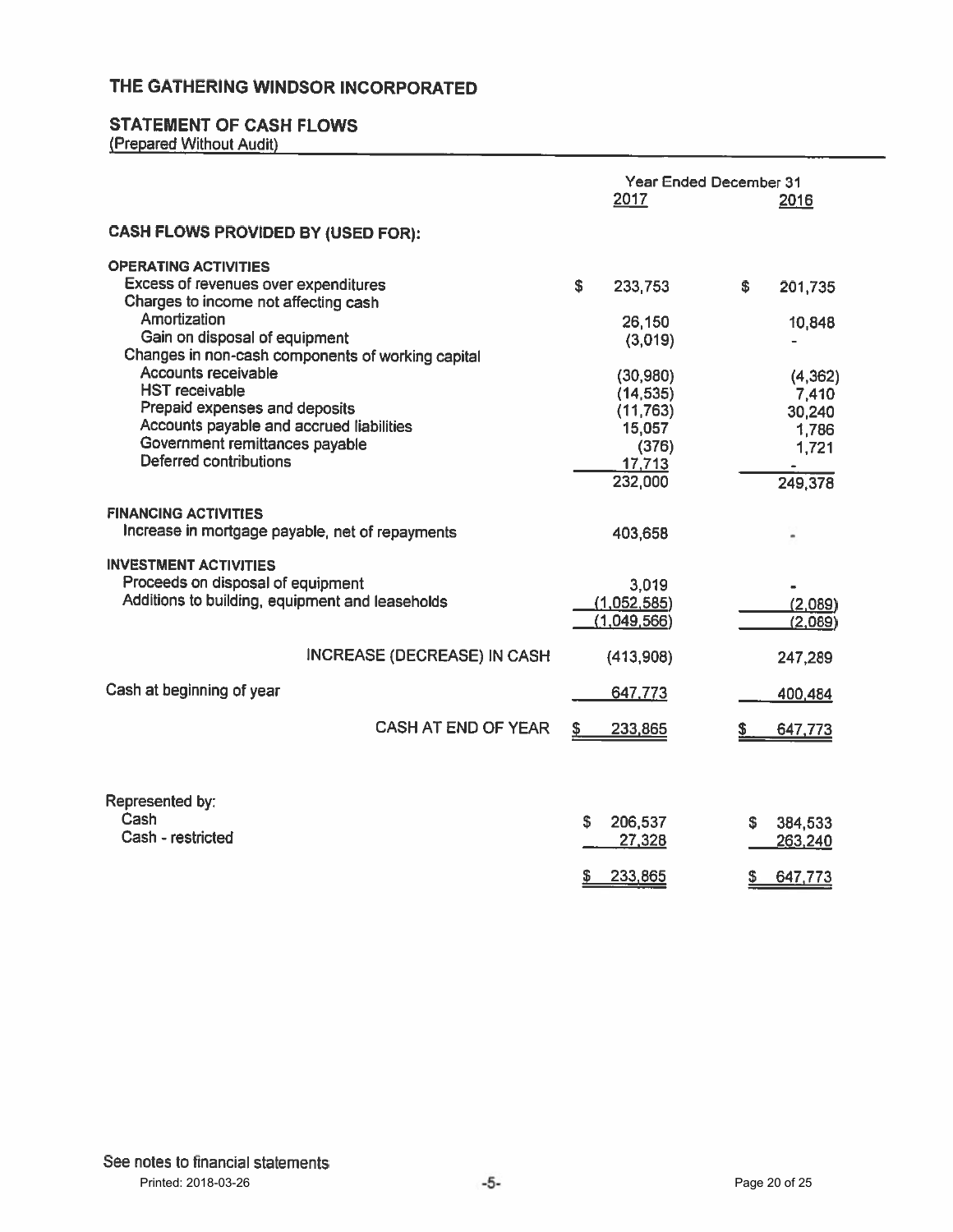# THE GATHERING WINDSOR INCORPORATED

## STATEMENT OF CASH FLOWS

(Prepared Without Audit)

| | Year Ended December 31 2017 | 2016 |
|---|---|---|
| **CASH FLOWS PROVIDED BY (USED FOR):** | | |
| **OPERATING ACTIVITIES** | | |
| Excess of revenues over expenditures | $ 233,753 | $ 201,735 |
| Charges to income not affecting cash | | |
| Amortization | 26,150 | 10,848 |
| Gain on disposal of equipment | (3,019) | - |
| Changes in non-cash components of working capital | | |
| Accounts receivable | (30,980) | (4,362) |
| HST receivable | (14,535) | 7,410 |
| Prepaid expenses and deposits | (11,763) | 30,240 |
| Accounts payable and accrued liabilities | 15,057 | 1,786 |
| Government remittances payable | (376) | 1,721 |
| Deferred contributions | 17,713 | - |
| | 232,000 | 249,378 |
| **FINANCING ACTIVITIES** | | |
| Increase in mortgage payable, net of repayments | 403,658 | - |
| **INVESTMENT ACTIVITIES** | | |
| Proceeds on disposal of equipment | 3,019 | - |
| Additions to building, equipment and leaseholds | (1,052,585) | (2,089) |
| | (1,049,566) | (2,089) |
| INCREASE (DECREASE) IN CASH | (413,908) | 247,289 |
| Cash at beginning of year | 647,773 | 400,484 |
| CASH AT END OF YEAR | $ 233,865 | $ 647,773 |
| | | |
| Represented by: | | |
| Cash | $ 206,537 | $ 384,533 |
| Cash - restricted | 27,328 | 263,240 |
| | $ 233,865 | $ 647,773 |

See notes to financial statements

Printed: 2018-03-26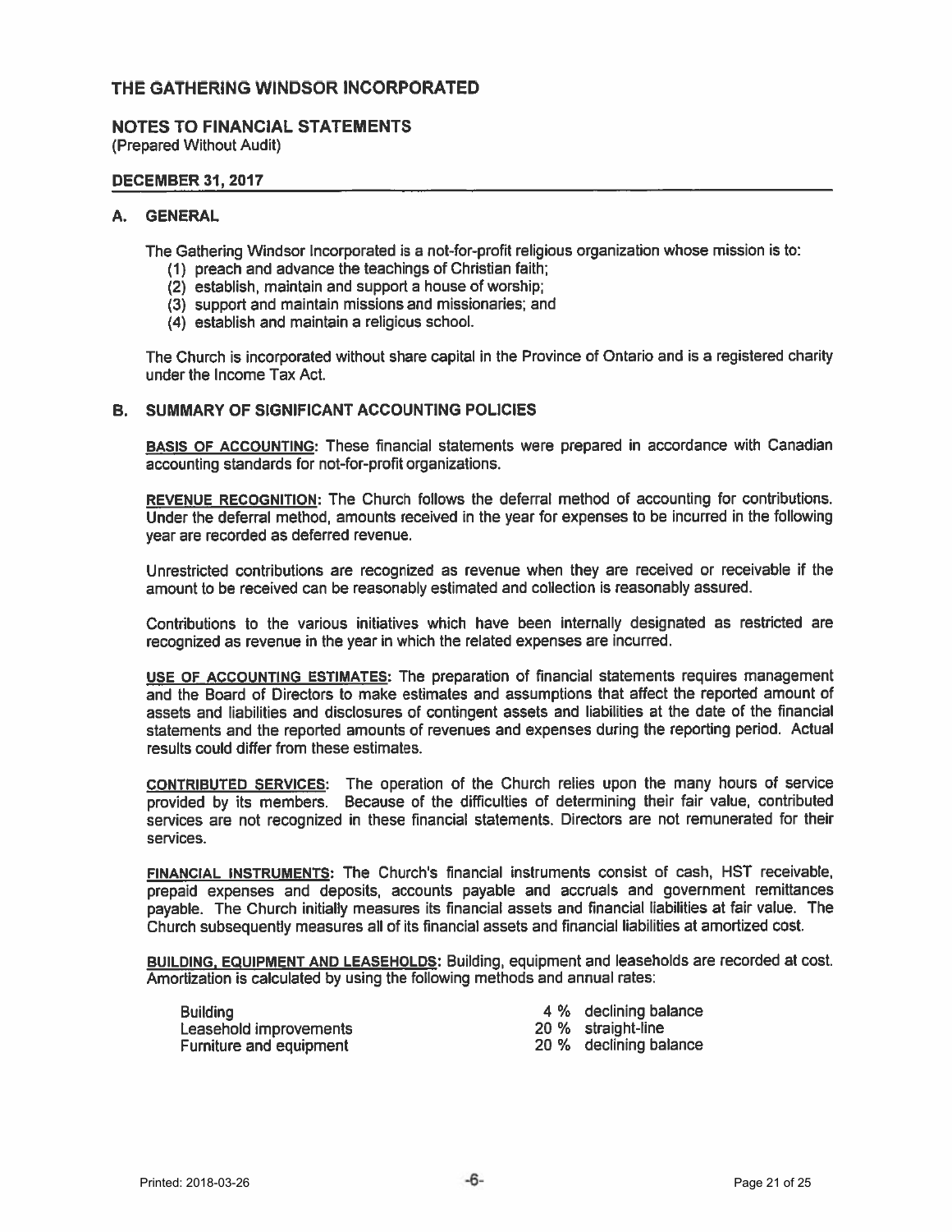# THE GATHERING WINDSOR INCORPORATED

## NOTES TO FINANCIAL STATEMENTS
(Prepared Without Audit)

**DECEMBER 31, 2017**

### A. GENERAL

The Gathering Windsor Incorporated is a not-for-profit religious organization whose mission is to:

(1) preach and advance the teachings of Christian faith;
(2) establish, maintain and support a house of worship;
(3) support and maintain missions and missionaries; and
(4) establish and maintain a religious school.

The Church is incorporated without share capital in the Province of Ontario and is a registered charity under the Income Tax Act.

### B. SUMMARY OF SIGNIFICANT ACCOUNTING POLICIES

**BASIS OF ACCOUNTING:** These financial statements were prepared in accordance with Canadian accounting standards for not-for-profit organizations.

**REVENUE RECOGNITION:** The Church follows the deferral method of accounting for contributions. Under the deferral method, amounts received in the year for expenses to be incurred in the following year are recorded as deferred revenue.

Unrestricted contributions are recognized as revenue when they are received or receivable if the amount to be received can be reasonably estimated and collection is reasonably assured.

Contributions to the various initiatives which have been internally designated as restricted are recognized as revenue in the year in which the related expenses are incurred.

**USE OF ACCOUNTING ESTIMATES:** The preparation of financial statements requires management and the Board of Directors to make estimates and assumptions that affect the reported amount of assets and liabilities and disclosures of contingent assets and liabilities at the date of the financial statements and the reported amounts of revenues and expenses during the reporting period. Actual results could differ from these estimates.

**CONTRIBUTED SERVICES:** The operation of the Church relies upon the many hours of service provided by its members. Because of the difficulties of determining their fair value, contributed services are not recognized in these financial statements. Directors are not remunerated for their services.

**FINANCIAL INSTRUMENTS:** The Church's financial instruments consist of cash, HST receivable, prepaid expenses and deposits, accounts payable and accruals and government remittances payable. The Church initially measures its financial assets and financial liabilities at fair value. The Church subsequently measures all of its financial assets and financial liabilities at amortized cost.

**BUILDING, EQUIPMENT AND LEASEHOLDS:** Building, equipment and leaseholds are recorded at cost. Amortization is calculated by using the following methods and annual rates:

| | | |
|---|---|---|
| Building | 4 % | declining balance |
| Leasehold improvements | 20 % | straight-line |
| Furniture and equipment | 20 % | declining balance |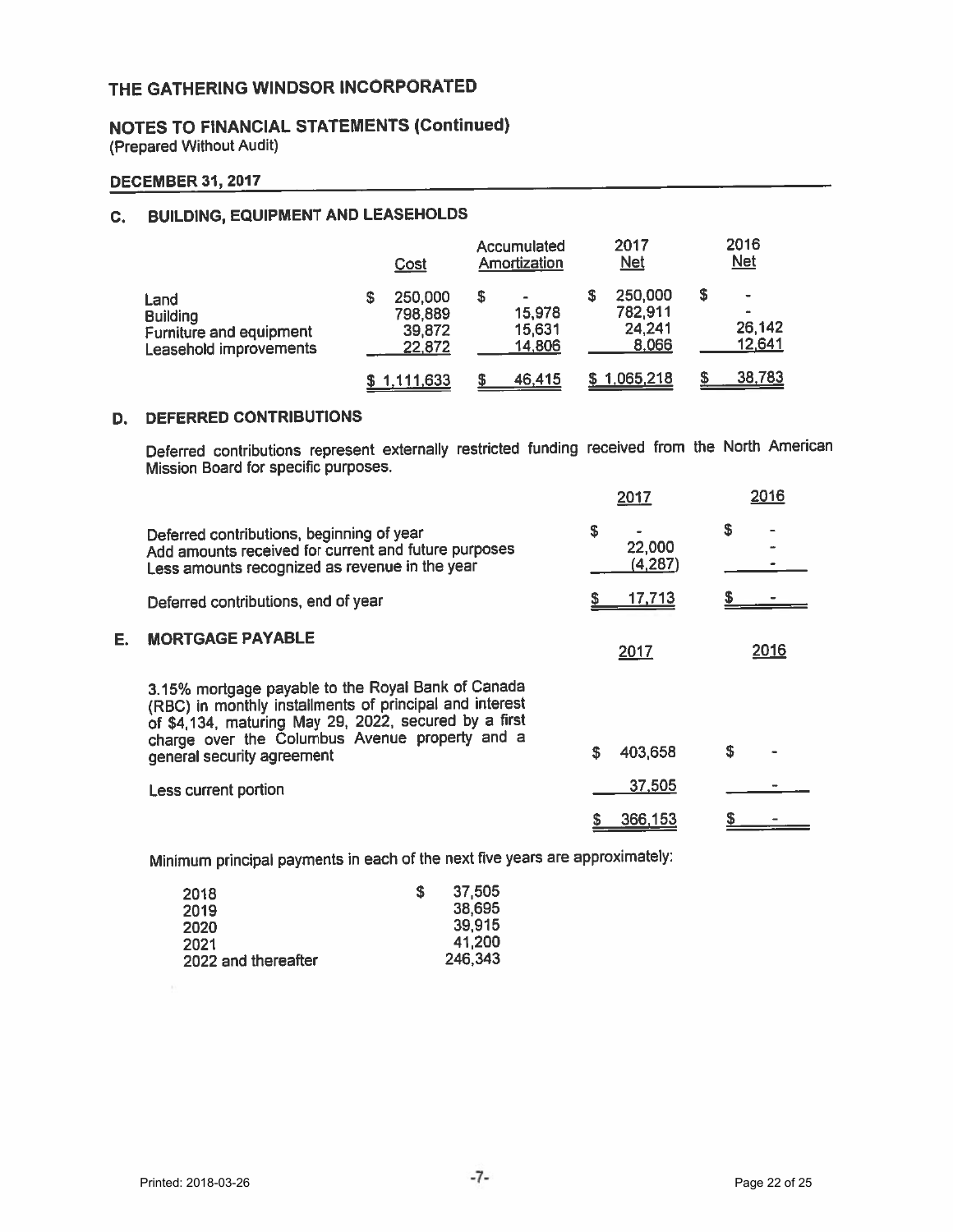# THE GATHERING WINDSOR INCORPORATED

## NOTES TO FINANCIAL STATEMENTS (Continued)

(Prepared Without Audit)

**DECEMBER 31, 2017**

### C. BUILDING, EQUIPMENT AND LEASEHOLDS

| | Cost | Accumulated Amortization | 2017 Net | 2016 Net |
|---|---|---|---|---|
| Land | $ 250,000 | $ - | $ 250,000 | $ - |
| Building | 798,889 | 15,978 | 782,911 | - |
| Furniture and equipment | 39,872 | 15,631 | 24,241 | 26,142 |
| Leasehold improvements | 22,872 | 14,806 | 8,066 | 12,641 |
| | $ 1,111,633 | $ 46,415 | $ 1,065,218 | $ 38,783 |

### D. DEFERRED CONTRIBUTIONS

Deferred contributions represent externally restricted funding received from the North American Mission Board for specific purposes.

| | 2017 | 2016 |
|---|---|---|
| Deferred contributions, beginning of year | $ - | $ - |
| Add amounts received for current and future purposes | 22,000 | - |
| Less amounts recognized as revenue in the year | (4,287) | - |
| Deferred contributions, end of year | $ 17,713 | $ - |

### E. MORTGAGE PAYABLE

| | 2017 | 2016 |
|---|---|---|
| 3.15% mortgage payable to the Royal Bank of Canada (RBC) in monthly installments of principal and interest of $4,134, maturing May 29, 2022, secured by a first charge over the Columbus Avenue property and a general security agreement | $ 403,658 | $ - |
| Less current portion | 37,505 | - |
| | $ 366,153 | $ - |

Minimum principal payments in each of the next five years are approximately:

| | |
|---|---|
| 2018 | $ 37,505 |
| 2019 | 38,695 |
| 2020 | 39,915 |
| 2021 | 41,200 |
| 2022 and thereafter | 246,343 |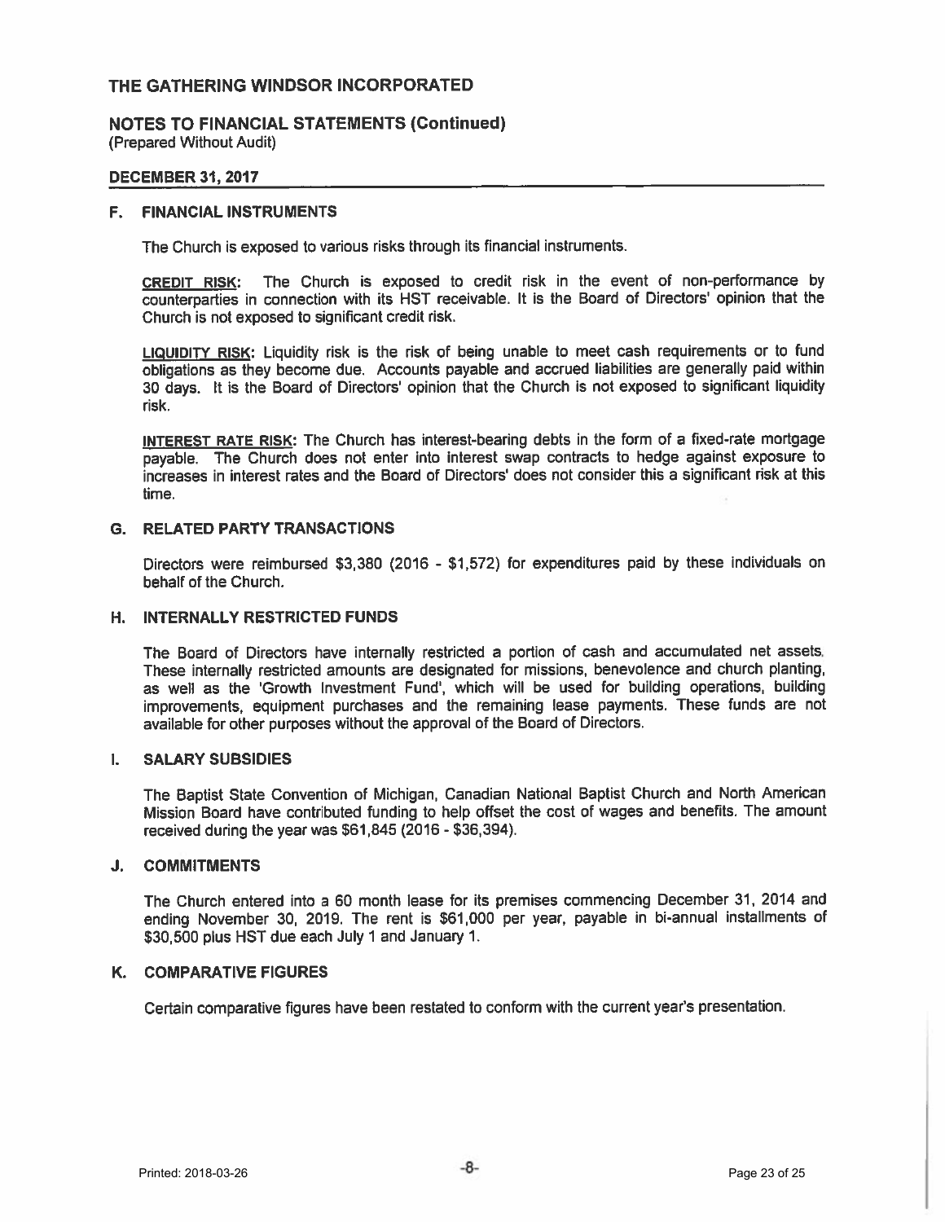# THE GATHERING WINDSOR INCORPORATED

## NOTES TO FINANCIAL STATEMENTS (Continued)
(Prepared Without Audit)

**DECEMBER 31, 2017**

### F. FINANCIAL INSTRUMENTS

The Church is exposed to various risks through its financial instruments.

**CREDIT RISK:** The Church is exposed to credit risk in the event of non-performance by counterparties in connection with its HST receivable. It is the Board of Directors' opinion that the Church is not exposed to significant credit risk.

**LIQUIDITY RISK:** Liquidity risk is the risk of being unable to meet cash requirements or to fund obligations as they become due. Accounts payable and accrued liabilities are generally paid within 30 days. It is the Board of Directors' opinion that the Church is not exposed to significant liquidity risk.

**INTEREST RATE RISK:** The Church has interest-bearing debts in the form of a fixed-rate mortgage payable. The Church does not enter into interest swap contracts to hedge against exposure to increases in interest rates and the Board of Directors' does not consider this a significant risk at this time.

### G. RELATED PARTY TRANSACTIONS

Directors were reimbursed $3,380 (2016 - $1,572) for expenditures paid by these individuals on behalf of the Church.

### H. INTERNALLY RESTRICTED FUNDS

The Board of Directors have internally restricted a portion of cash and accumulated net assets. These internally restricted amounts are designated for missions, benevolence and church planting, as well as the 'Growth Investment Fund', which will be used for building operations, building improvements, equipment purchases and the remaining lease payments. These funds are not available for other purposes without the approval of the Board of Directors.

### I. SALARY SUBSIDIES

The Baptist State Convention of Michigan, Canadian National Baptist Church and North American Mission Board have contributed funding to help offset the cost of wages and benefits. The amount received during the year was $61,845 (2016 - $36,394).

### J. COMMITMENTS

The Church entered into a 60 month lease for its premises commencing December 31, 2014 and ending November 30, 2019. The rent is $61,000 per year, payable in bi-annual installments of $30,500 plus HST due each July 1 and January 1.

### K. COMPARATIVE FIGURES

Certain comparative figures have been restated to conform with the current year's presentation.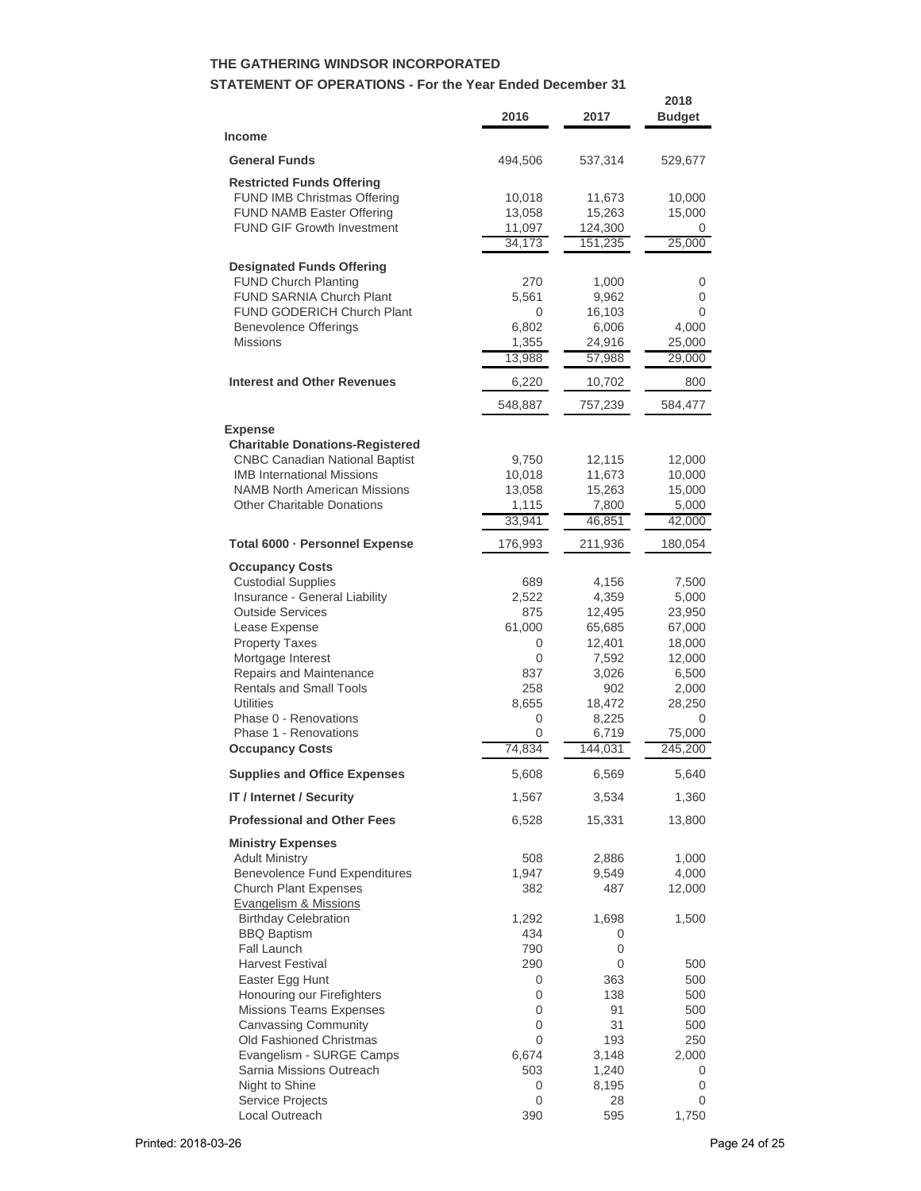**THE GATHERING WINDSOR INCORPORATED**

**STATEMENT OF OPERATIONS - For the Year Ended December 31**

| | 2016 | 2017 | 2018 Budget |
|---|---|---|---|
| **Income** | | | |
| **General Funds** | 494,506 | 537,314 | 529,677 |
| **Restricted Funds Offering** | | | |
| FUND IMB Christmas Offering | 10,018 | 11,673 | 10,000 |
| FUND NAMB Easter Offering | 13,058 | 15,263 | 15,000 |
| FUND GIF Growth Investment | 11,097 | 124,300 | 0 |
| | 34,173 | 151,235 | 25,000 |
| **Designated Funds Offering** | | | |
| FUND Church Planting | 270 | 1,000 | 0 |
| FUND SARNIA Church Plant | 5,561 | 9,962 | 0 |
| FUND GODERICH Church Plant | 0 | 16,103 | 0 |
| Benevolence Offerings | 6,802 | 6,006 | 4,000 |
| Missions | 1,355 | 24,916 | 25,000 |
| | 13,988 | 57,988 | 29,000 |
| **Interest and Other Revenues** | 6,220 | 10,702 | 800 |
| | 548,887 | 757,239 | 584,477 |
| **Expense** | | | |
| **Charitable Donations-Registered** | | | |
| CNBC Canadian National Baptist | 9,750 | 12,115 | 12,000 |
| IMB International Missions | 10,018 | 11,673 | 10,000 |
| NAMB North American Missions | 13,058 | 15,263 | 15,000 |
| Other Charitable Donations | 1,115 | 7,800 | 5,000 |
| | 33,941 | 46,851 | 42,000 |
| **Total 6000 · Personnel Expense** | 176,993 | 211,936 | 180,054 |
| **Occupancy Costs** | | | |
| Custodial Supplies | 689 | 4,156 | 7,500 |
| Insurance - General Liability | 2,522 | 4,359 | 5,000 |
| Outside Services | 875 | 12,495 | 23,950 |
| Lease Expense | 61,000 | 65,685 | 67,000 |
| Property Taxes | 0 | 12,401 | 18,000 |
| Mortgage Interest | 0 | 7,592 | 12,000 |
| Repairs and Maintenance | 837 | 3,026 | 6,500 |
| Rentals and Small Tools | 258 | 902 | 2,000 |
| Utilities | 8,655 | 18,472 | 28,250 |
| Phase 0 - Renovations | 0 | 8,225 | 0 |
| Phase 1 - Renovations | 0 | 6,719 | 75,000 |
| **Occupancy Costs** | 74,834 | 144,031 | 245,200 |
| **Supplies and Office Expenses** | 5,608 | 6,569 | 5,640 |
| **IT / Internet / Security** | 1,567 | 3,534 | 1,360 |
| **Professional and Other Fees** | 6,528 | 15,331 | 13,800 |
| **Ministry Expenses** | | | |
| Adult Ministry | 508 | 2,886 | 1,000 |
| Benevolence Fund Expenditures | 1,947 | 9,549 | 4,000 |
| Church Plant Expenses | 382 | 487 | 12,000 |
| Evangelism & Missions | | | |
| Birthday Celebration | 1,292 | 1,698 | 1,500 |
| BBQ Baptism | 434 | 0 | |
| Fall Launch | 790 | 0 | |
| Harvest Festival | 290 | 0 | 500 |
| Easter Egg Hunt | 0 | 363 | 500 |
| Honouring our Firefighters | 0 | 138 | 500 |
| Missions Teams Expenses | 0 | 91 | 500 |
| Canvassing Community | 0 | 31 | 500 |
| Old Fashioned Christmas | 0 | 193 | 250 |
| Evangelism - SURGE Camps | 6,674 | 3,148 | 2,000 |
| Sarnia Missions Outreach | 503 | 1,240 | 0 |
| Night to Shine | 0 | 8,195 | 0 |
| Service Projects | 0 | 28 | 0 |
| Local Outreach | 390 | 595 | 1,750 |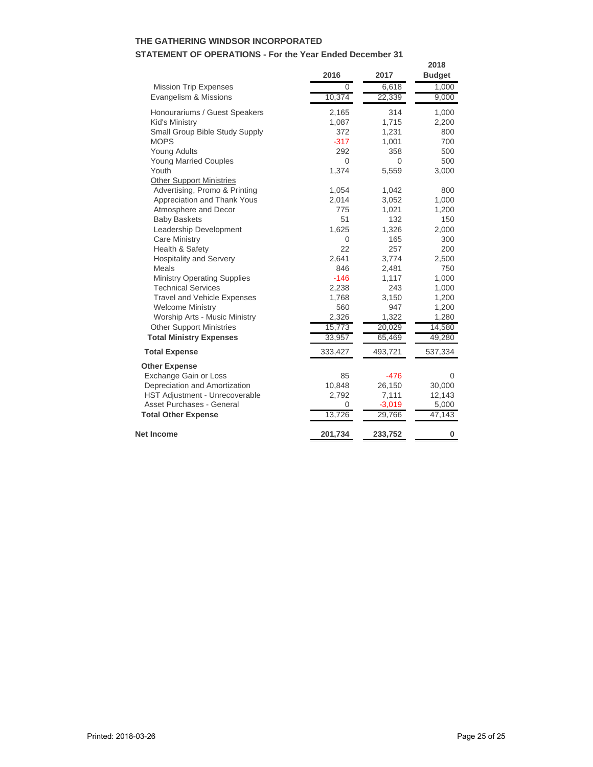## THE GATHERING WINDSOR INCORPORATED

### STATEMENT OF OPERATIONS - For the Year Ended December 31

| | 2016 | 2017 | 2018 Budget |
|---|---|---|---|
| Mission Trip Expenses | 0 | 6,618 | 1,000 |
| Evangelism & Missions | 10,374 | 22,339 | 9,000 |
| Honourariums / Guest Speakers | 2,165 | 314 | 1,000 |
| Kid's Ministry | 1,087 | 1,715 | 2,200 |
| Small Group Bible Study Supply | 372 | 1,231 | 800 |
| MOPS | -317 | 1,001 | 700 |
| Young Adults | 292 | 358 | 500 |
| Young Married Couples | 0 | 0 | 500 |
| Youth | 1,374 | 5,559 | 3,000 |
| Other Support Ministries | | | |
| Advertising, Promo & Printing | 1,054 | 1,042 | 800 |
| Appreciation and Thank Yous | 2,014 | 3,052 | 1,000 |
| Atmosphere and Decor | 775 | 1,021 | 1,200 |
| Baby Baskets | 51 | 132 | 150 |
| Leadership Development | 1,625 | 1,326 | 2,000 |
| Care Ministry | 0 | 165 | 300 |
| Health & Safety | 22 | 257 | 200 |
| Hospitality and Servery | 2,641 | 3,774 | 2,500 |
| Meals | 846 | 2,481 | 750 |
| Ministry Operating Supplies | -146 | 1,117 | 1,000 |
| Technical Services | 2,238 | 243 | 1,000 |
| Travel and Vehicle Expenses | 1,768 | 3,150 | 1,200 |
| Welcome Ministry | 560 | 947 | 1,200 |
| Worship Arts - Music Ministry | 2,326 | 1,322 | 1,280 |
| Other Support Ministries | 15,773 | 20,029 | 14,580 |
| **Total Ministry Expenses** | 33,957 | 65,469 | 49,280 |
| **Total Expense** | 333,427 | 493,721 | 537,334 |
| **Other Expense** | | | |
| Exchange Gain or Loss | 85 | -476 | 0 |
| Depreciation and Amortization | 10,848 | 26,150 | 30,000 |
| HST Adjustment - Unrecoverable | 2,792 | 7,111 | 12,143 |
| Asset Purchases - General | 0 | -3,019 | 5,000 |
| **Total Other Expense** | 13,726 | 29,766 | 47,143 |
| **Net Income** | **201,734** | **233,752** | **0** |

Printed: 2018-03-26